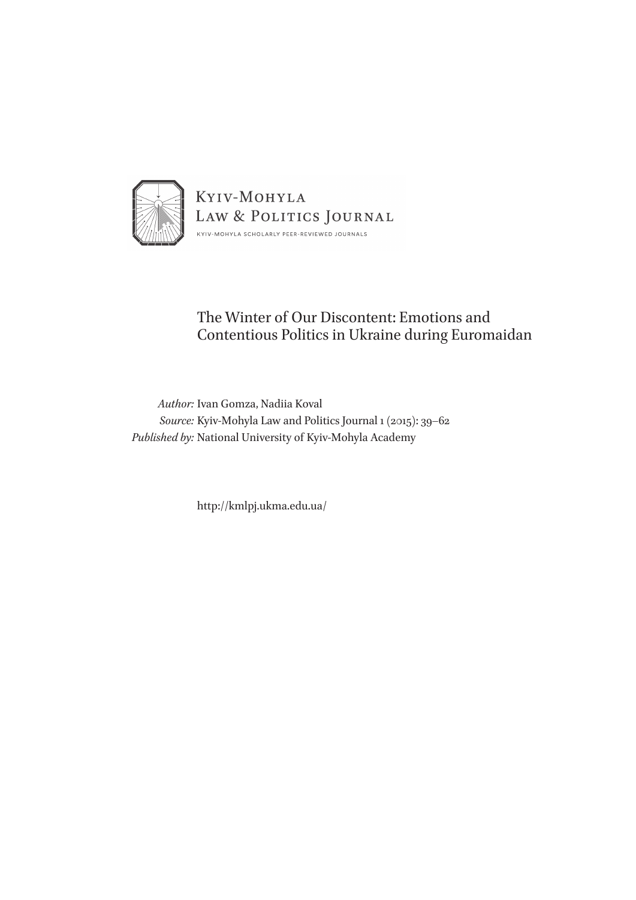Kyiv-Mohyla Law & Politics Journal

Kyiv-Mohyla Scholarly Peer-Reviewed Journals

# The Winter of Our Discontent: Emotions and Contentious Politics in Ukraine during Euromaidan

*Author:* Ivan Gomza, Nadiia Koval
*Source:* Kyiv-Mohyla Law and Politics Journal 1 (2015): 39–62
*Published by:* National University of Kyiv-Mohyla Academy

http://kmlpj.ukma.edu.ua/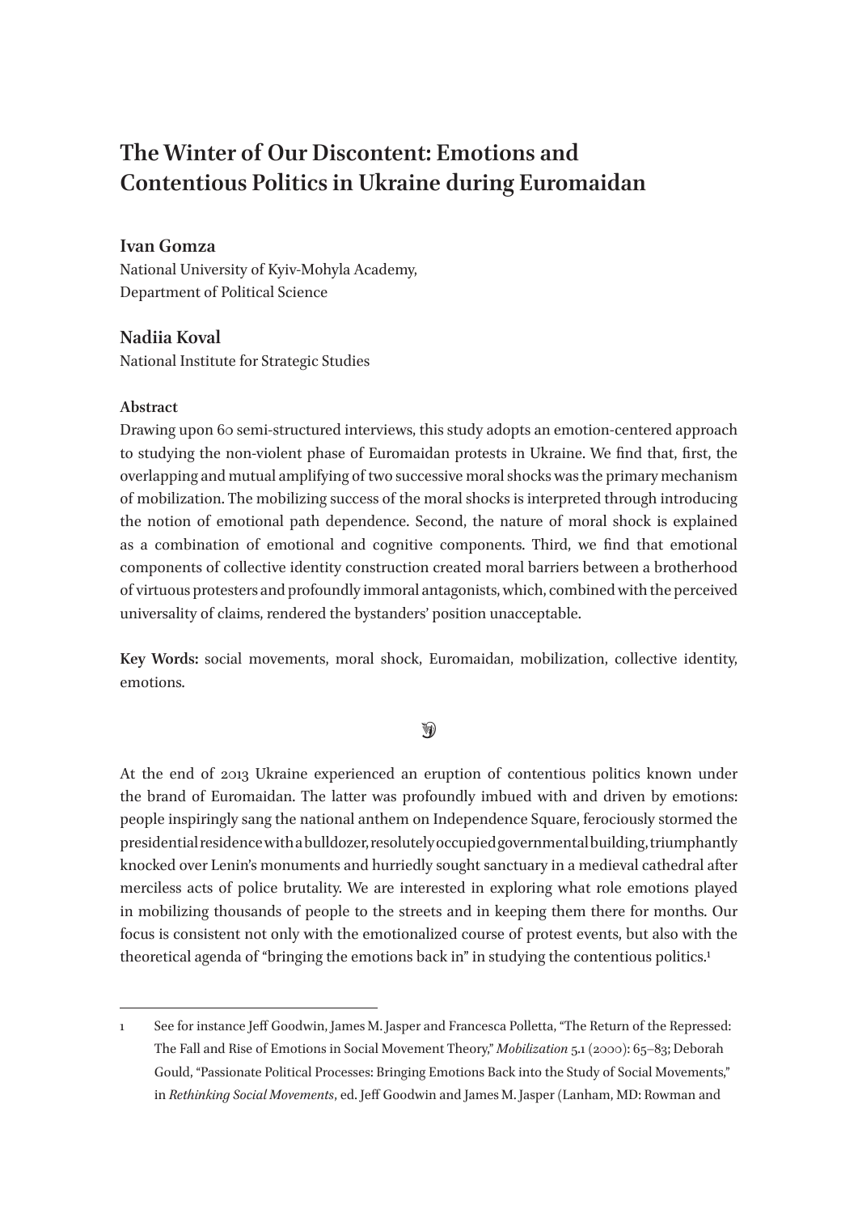# The Winter of Our Discontent: Emotions and Contentious Politics in Ukraine during Euromaidan

**Ivan Gomza**
National University of Kyiv-Mohyla Academy,
Department of Political Science

**Nadiia Koval**
National Institute for Strategic Studies

**Abstract**
Drawing upon 60 semi-structured interviews, this study adopts an emotion-centered approach to studying the non-violent phase of Euromaidan protests in Ukraine. We find that, first, the overlapping and mutual amplifying of two successive moral shocks was the primary mechanism of mobilization. The mobilizing success of the moral shocks is interpreted through introducing the notion of emotional path dependence. Second, the nature of moral shock is explained as a combination of emotional and cognitive components. Third, we find that emotional components of collective identity construction created moral barriers between a brotherhood of virtuous protesters and profoundly immoral antagonists, which, combined with the perceived universality of claims, rendered the bystanders' position unacceptable.

**Key Words:** social movements, moral shock, Euromaidan, mobilization, collective identity, emotions.

At the end of 2013 Ukraine experienced an eruption of contentious politics known under the brand of Euromaidan. The latter was profoundly imbued with and driven by emotions: people inspiringly sang the national anthem on Independence Square, ferociously stormed the presidential residence with a bulldozer, resolutely occupied governmental building, triumphantly knocked over Lenin's monuments and hurriedly sought sanctuary in a medieval cathedral after merciless acts of police brutality. We are interested in exploring what role emotions played in mobilizing thousands of people to the streets and in keeping them there for months. Our focus is consistent not only with the emotionalized course of protest events, but also with the theoretical agenda of "bringing the emotions back in" in studying the contentious politics.[1]

1 See for instance Jeff Goodwin, James M. Jasper and Francesca Polletta, "The Return of the Repressed: The Fall and Rise of Emotions in Social Movement Theory," *Mobilization* 5.1 (2000): 65–83; Deborah Gould, "Passionate Political Processes: Bringing Emotions Back into the Study of Social Movements," in *Rethinking Social Movements*, ed. Jeff Goodwin and James M. Jasper (Lanham, MD: Rowman and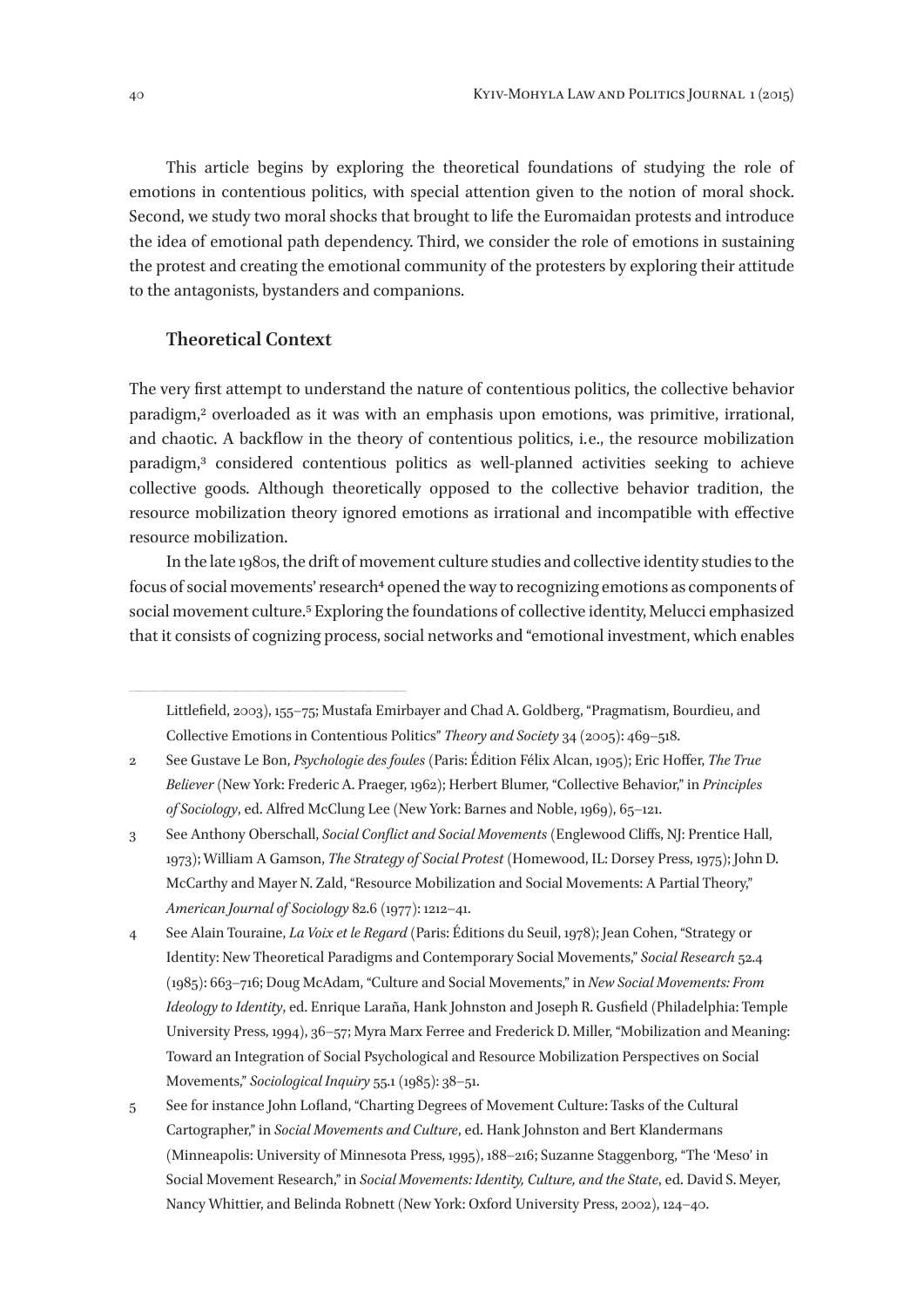This article begins by exploring the theoretical foundations of studying the role of emotions in contentious politics, with special attention given to the notion of moral shock. Second, we study two moral shocks that brought to life the Euromaidan protests and introduce the idea of emotional path dependency. Third, we consider the role of emotions in sustaining the protest and creating the emotional community of the protesters by exploring their attitude to the antagonists, bystanders and companions.

## Theoretical Context

The very first attempt to understand the nature of contentious politics, the collective behavior paradigm,[2] overloaded as it was with an emphasis upon emotions, was primitive, irrational, and chaotic. A backflow in the theory of contentious politics, i.e., the resource mobilization paradigm,[3] considered contentious politics as well-planned activities seeking to achieve collective goods. Although theoretically opposed to the collective behavior tradition, the resource mobilization theory ignored emotions as irrational and incompatible with effective resource mobilization.

In the late 1980s, the drift of movement culture studies and collective identity studies to the focus of social movements' research[4] opened the way to recognizing emotions as components of social movement culture.[5] Exploring the foundations of collective identity, Melucci emphasized that it consists of cognizing process, social networks and "emotional investment, which enables

---

Littlefield, 2003), 155–75; Mustafa Emirbayer and Chad A. Goldberg, "Pragmatism, Bourdieu, and Collective Emotions in Contentious Politics" *Theory and Society* 34 (2005): 469–518.

2 See Gustave Le Bon, *Psychologie des foules* (Paris: Édition Félix Alcan, 1905); Eric Hoffer, *The True Believer* (New York: Frederic A. Praeger, 1962); Herbert Blumer, "Collective Behavior," in *Principles of Sociology*, ed. Alfred McClung Lee (New York: Barnes and Noble, 1969), 65–121.

3 See Anthony Oberschall, *Social Conflict and Social Movements* (Englewood Cliffs, NJ: Prentice Hall, 1973); William A Gamson, *The Strategy of Social Protest* (Homewood, IL: Dorsey Press, 1975); John D. McCarthy and Mayer N. Zald, "Resource Mobilization and Social Movements: A Partial Theory," *American Journal of Sociology* 82.6 (1977): 1212–41.

4 See Alain Touraine, *La Voix et le Regard* (Paris: Éditions du Seuil, 1978); Jean Cohen, "Strategy or Identity: New Theoretical Paradigms and Contemporary Social Movements," *Social Research* 52.4 (1985): 663–716; Doug McAdam, "Culture and Social Movements," in *New Social Movements: From Ideology to Identity*, ed. Enrique Laraña, Hank Johnston and Joseph R. Gusfield (Philadelphia: Temple University Press, 1994), 36–57; Myra Marx Ferree and Frederick D. Miller, "Mobilization and Meaning: Toward an Integration of Social Psychological and Resource Mobilization Perspectives on Social Movements," *Sociological Inquiry* 55.1 (1985): 38–51.

5 See for instance John Lofland, "Charting Degrees of Movement Culture: Tasks of the Cultural Cartographer," in *Social Movements and Culture*, ed. Hank Johnston and Bert Klandermans (Minneapolis: University of Minnesota Press, 1995), 188–216; Suzanne Staggenborg, "The 'Meso' in Social Movement Research," in *Social Movements: Identity, Culture, and the State*, ed. David S. Meyer, Nancy Whittier, and Belinda Robnett (New York: Oxford University Press, 2002), 124–40.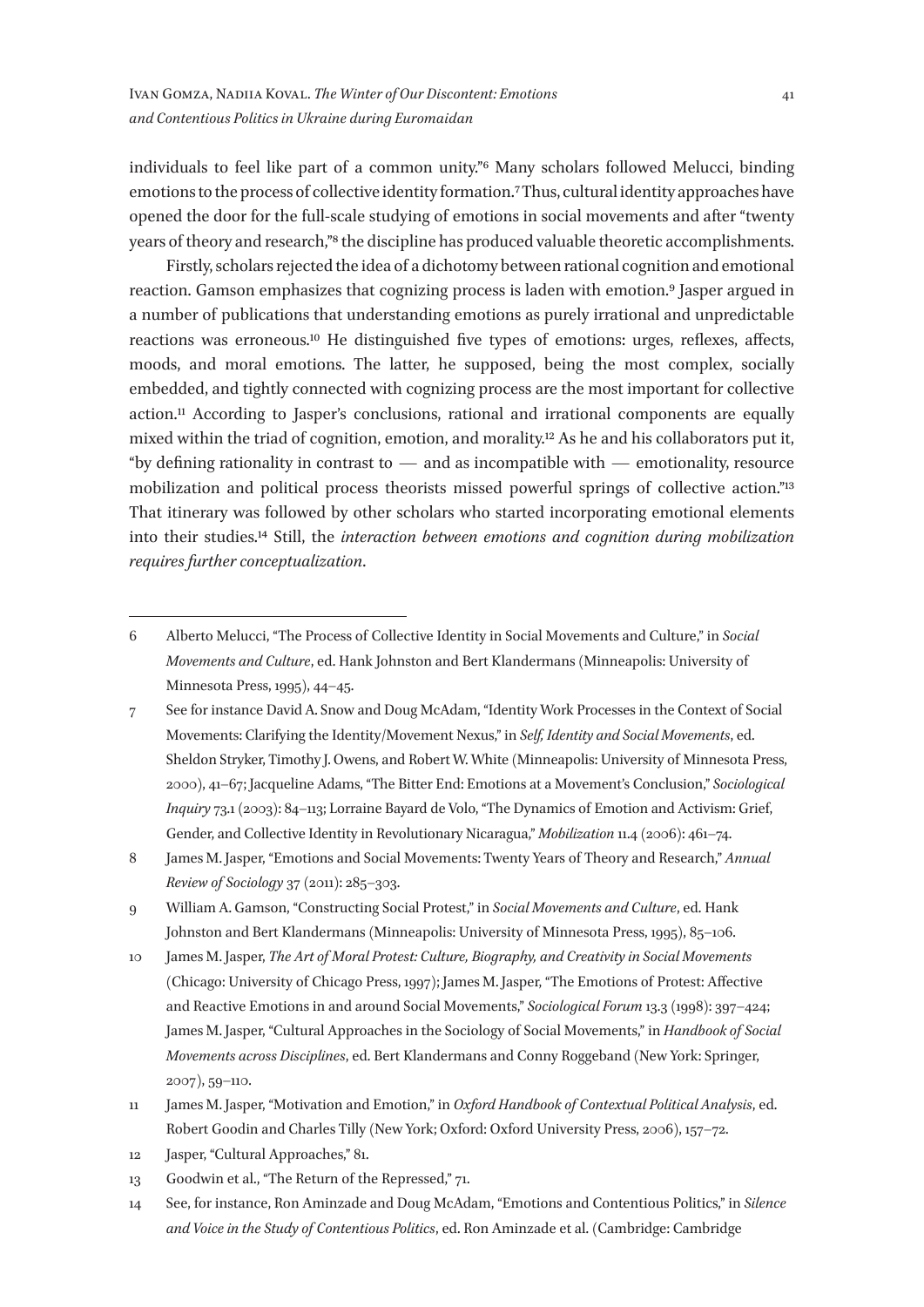individuals to feel like part of a common unity."[6] Many scholars followed Melucci, binding emotions to the process of collective identity formation.[7] Thus, cultural identity approaches have opened the door for the full-scale studying of emotions in social movements and after "twenty years of theory and research,"[8] the discipline has produced valuable theoretic accomplishments.

Firstly, scholars rejected the idea of a dichotomy between rational cognition and emotional reaction. Gamson emphasizes that cognizing process is laden with emotion.[9] Jasper argued in a number of publications that understanding emotions as purely irrational and unpredictable reactions was erroneous.[10] He distinguished five types of emotions: urges, reflexes, affects, moods, and moral emotions. The latter, he supposed, being the most complex, socially embedded, and tightly connected with cognizing process are the most important for collective action.[11] According to Jasper's conclusions, rational and irrational components are equally mixed within the triad of cognition, emotion, and morality.[12] As he and his collaborators put it, "by defining rationality in contrast to — and as incompatible with — emotionality, resource mobilization and political process theorists missed powerful springs of collective action."[13] That itinerary was followed by other scholars who started incorporating emotional elements into their studies.[14] Still, the *interaction between emotions and cognition during mobilization requires further conceptualization*.

---

6 Alberto Melucci, "The Process of Collective Identity in Social Movements and Culture," in *Social Movements and Culture*, ed. Hank Johnston and Bert Klandermans (Minneapolis: University of Minnesota Press, 1995), 44–45.

7 See for instance David A. Snow and Doug McAdam, "Identity Work Processes in the Context of Social Movements: Clarifying the Identity/Movement Nexus," in *Self, Identity and Social Movements*, ed. Sheldon Stryker, Timothy J. Owens, and Robert W. White (Minneapolis: University of Minnesota Press, 2000), 41–67; Jacqueline Adams, "The Bitter End: Emotions at a Movement's Conclusion," *Sociological Inquiry* 73.1 (2003): 84–113; Lorraine Bayard de Volo, "The Dynamics of Emotion and Activism: Grief, Gender, and Collective Identity in Revolutionary Nicaragua," *Mobilization* 11.4 (2006): 461–74.

8 James M. Jasper, "Emotions and Social Movements: Twenty Years of Theory and Research," *Annual Review of Sociology* 37 (2011): 285–303.

9 William A. Gamson, "Constructing Social Protest," in *Social Movements and Culture*, ed. Hank Johnston and Bert Klandermans (Minneapolis: University of Minnesota Press, 1995), 85–106.

10 James M. Jasper, *The Art of Moral Protest: Culture, Biography, and Creativity in Social Movements* (Chicago: University of Chicago Press, 1997); James M. Jasper, "The Emotions of Protest: Affective and Reactive Emotions in and around Social Movements," *Sociological Forum* 13.3 (1998): 397–424; James M. Jasper, "Cultural Approaches in the Sociology of Social Movements," in *Handbook of Social Movements across Disciplines*, ed. Bert Klandermans and Conny Roggeband (New York: Springer, 2007), 59–110.

11 James M. Jasper, "Motivation and Emotion," in *Oxford Handbook of Contextual Political Analysis*, ed. Robert Goodin and Charles Tilly (New York; Oxford: Oxford University Press, 2006), 157–72.

12 Jasper, "Cultural Approaches," 81.

13 Goodwin et al., "The Return of the Repressed," 71.

14 See, for instance, Ron Aminzade and Doug McAdam, "Emotions and Contentious Politics," in *Silence and Voice in the Study of Contentious Politics*, ed. Ron Aminzade et al. (Cambridge: Cambridge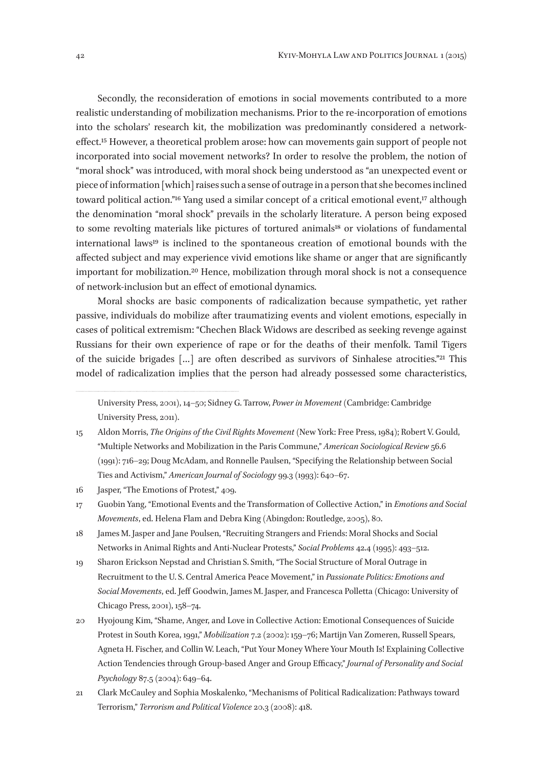Secondly, the reconsideration of emotions in social movements contributed to a more realistic understanding of mobilization mechanisms. Prior to the re-incorporation of emotions into the scholars' research kit, the mobilization was predominantly considered a network-effect.[15] However, a theoretical problem arose: how can movements gain support of people not incorporated into social movement networks? In order to resolve the problem, the notion of "moral shock" was introduced, with moral shock being understood as "an unexpected event or piece of information [which] raises such a sense of outrage in a person that she becomes inclined toward political action."[16] Yang used a similar concept of a critical emotional event,[17] although the denomination "moral shock" prevails in the scholarly literature. A person being exposed to some revolting materials like pictures of tortured animals[18] or violations of fundamental international laws[19] is inclined to the spontaneous creation of emotional bounds with the affected subject and may experience vivid emotions like shame or anger that are significantly important for mobilization.[20] Hence, mobilization through moral shock is not a consequence of network-inclusion but an effect of emotional dynamics.

Moral shocks are basic components of radicalization because sympathetic, yet rather passive, individuals do mobilize after traumatizing events and violent emotions, especially in cases of political extremism: "Chechen Black Widows are described as seeking revenge against Russians for their own experience of rape or for the deaths of their menfolk. Tamil Tigers of the suicide brigades [...] are often described as survivors of Sinhalese atrocities."[21] This model of radicalization implies that the person had already possessed some characteristics,

---

University Press, 2001), 14–50; Sidney G. Tarrow, *Power in Movement* (Cambridge: Cambridge University Press, 2011).

15 Aldon Morris, *The Origins of the Civil Rights Movement* (New York: Free Press, 1984); Robert V. Gould, "Multiple Networks and Mobilization in the Paris Commune," *American Sociological Review* 56.6 (1991): 716–29; Doug McAdam, and Ronnelle Paulsen, "Specifying the Relationship between Social Ties and Activism," *American Journal of Sociology* 99.3 (1993): 640–67.

16 Jasper, "The Emotions of Protest," 409.

17 Guobin Yang, "Emotional Events and the Transformation of Collective Action," in *Emotions and Social Movements*, ed. Helena Flam and Debra King (Abingdon: Routledge, 2005), 80.

18 James M. Jasper and Jane Poulsen, "Recruiting Strangers and Friends: Moral Shocks and Social Networks in Animal Rights and Anti-Nuclear Protests," *Social Problems* 42.4 (1995): 493–512.

19 Sharon Erickson Nepstad and Christian S. Smith, "The Social Structure of Moral Outrage in Recruitment to the U. S. Central America Peace Movement," in *Passionate Politics: Emotions and Social Movements*, ed. Jeff Goodwin, James M. Jasper, and Francesca Polletta (Chicago: University of Chicago Press, 2001), 158–74.

20 Hyojoung Kim, "Shame, Anger, and Love in Collective Action: Emotional Consequences of Suicide Protest in South Korea, 1991," *Mobilization* 7.2 (2002): 159–76; Martijn Van Zomeren, Russell Spears, Agneta H. Fischer, and Collin W. Leach, "Put Your Money Where Your Mouth Is! Explaining Collective Action Tendencies through Group-based Anger and Group Efficacy," *Journal of Personality and Social Psychology* 87.5 (2004): 649–64.

21 Clark McCauley and Sophia Moskalenko, "Mechanisms of Political Radicalization: Pathways toward Terrorism," *Terrorism and Political Violence* 20.3 (2008): 418.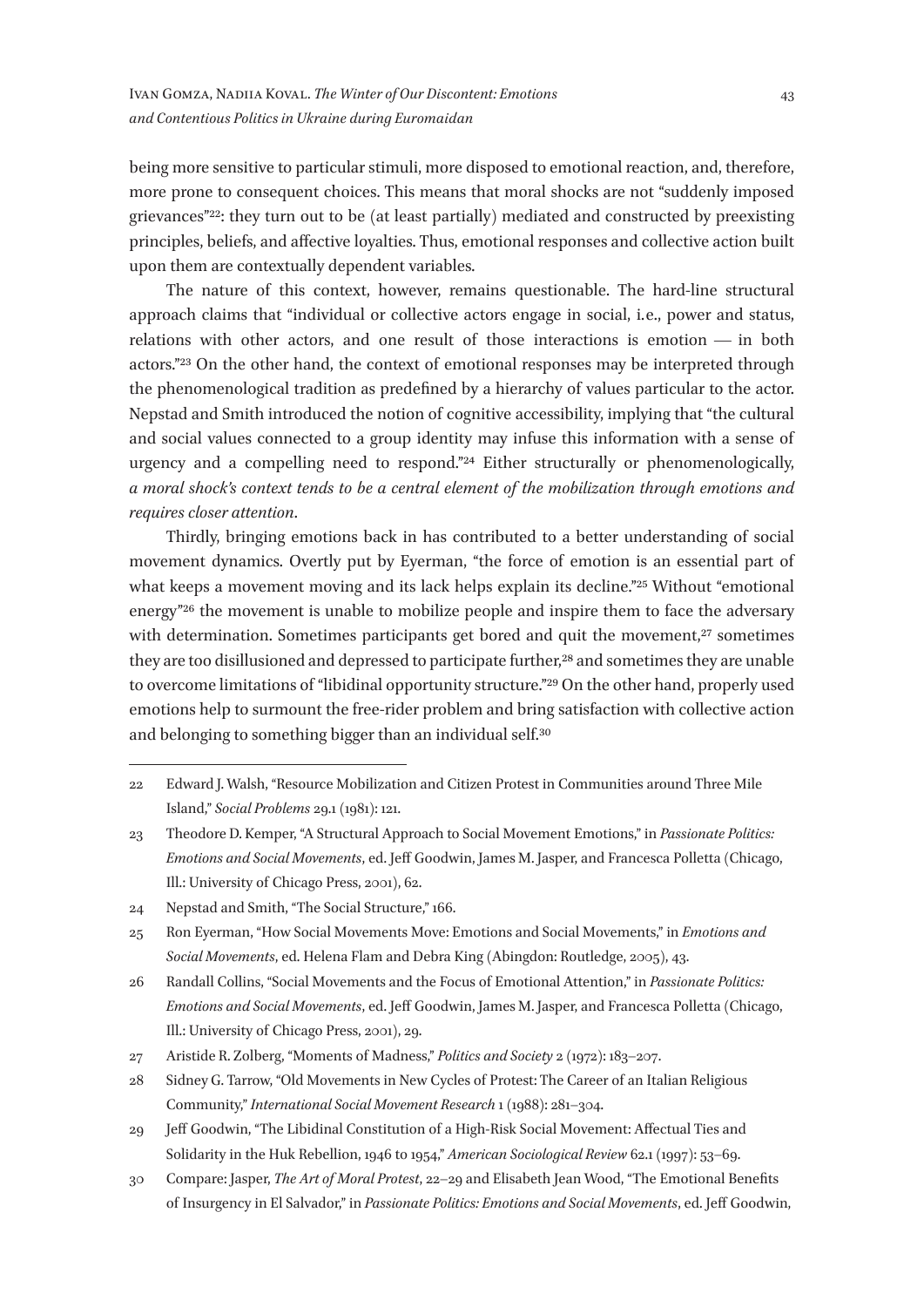being more sensitive to particular stimuli, more disposed to emotional reaction, and, therefore, more prone to consequent choices. This means that moral shocks are not "suddenly imposed grievances"[22]: they turn out to be (at least partially) mediated and constructed by preexisting principles, beliefs, and affective loyalties. Thus, emotional responses and collective action built upon them are contextually dependent variables.

The nature of this context, however, remains questionable. The hard-line structural approach claims that "individual or collective actors engage in social, i.e., power and status, relations with other actors, and one result of those interactions is emotion — in both actors."[23] On the other hand, the context of emotional responses may be interpreted through the phenomenological tradition as predefined by a hierarchy of values particular to the actor. Nepstad and Smith introduced the notion of cognitive accessibility, implying that "the cultural and social values connected to a group identity may infuse this information with a sense of urgency and a compelling need to respond."[24] Either structurally or phenomenologically, *a moral shock's context tends to be a central element of the mobilization through emotions and requires closer attention*.

Thirdly, bringing emotions back in has contributed to a better understanding of social movement dynamics. Overtly put by Eyerman, "the force of emotion is an essential part of what keeps a movement moving and its lack helps explain its decline."[25] Without "emotional energy"[26] the movement is unable to mobilize people and inspire them to face the adversary with determination. Sometimes participants get bored and quit the movement,[27] sometimes they are too disillusioned and depressed to participate further,[28] and sometimes they are unable to overcome limitations of "libidinal opportunity structure."[29] On the other hand, properly used emotions help to surmount the free-rider problem and bring satisfaction with collective action and belonging to something bigger than an individual self.[30]

---

22 Edward J. Walsh, "Resource Mobilization and Citizen Protest in Communities around Three Mile Island," *Social Problems* 29.1 (1981): 121.

23 Theodore D. Kemper, "A Structural Approach to Social Movement Emotions," in *Passionate Politics: Emotions and Social Movements*, ed. Jeff Goodwin, James M. Jasper, and Francesca Polletta (Chicago, Ill.: University of Chicago Press, 2001), 62.

24 Nepstad and Smith, "The Social Structure," 166.

25 Ron Eyerman, "How Social Movements Move: Emotions and Social Movements," in *Emotions and Social Movements*, ed. Helena Flam and Debra King (Abingdon: Routledge, 2005), 43.

26 Randall Collins, "Social Movements and the Focus of Emotional Attention," in *Passionate Politics: Emotions and Social Movements*, ed. Jeff Goodwin, James M. Jasper, and Francesca Polletta (Chicago, Ill.: University of Chicago Press, 2001), 29.

27 Aristide R. Zolberg, "Moments of Madness," *Politics and Society* 2 (1972): 183–207.

28 Sidney G. Tarrow, "Old Movements in New Cycles of Protest: The Career of an Italian Religious Community," *International Social Movement Research* 1 (1988): 281–304.

29 Jeff Goodwin, "The Libidinal Constitution of a High-Risk Social Movement: Affectual Ties and Solidarity in the Huk Rebellion, 1946 to 1954," *American Sociological Review* 62.1 (1997): 53–69.

30 Compare: Jasper, *The Art of Moral Protest*, 22–29 and Elisabeth Jean Wood, "The Emotional Benefits of Insurgency in El Salvador," in *Passionate Politics: Emotions and Social Movements*, ed. Jeff Goodwin,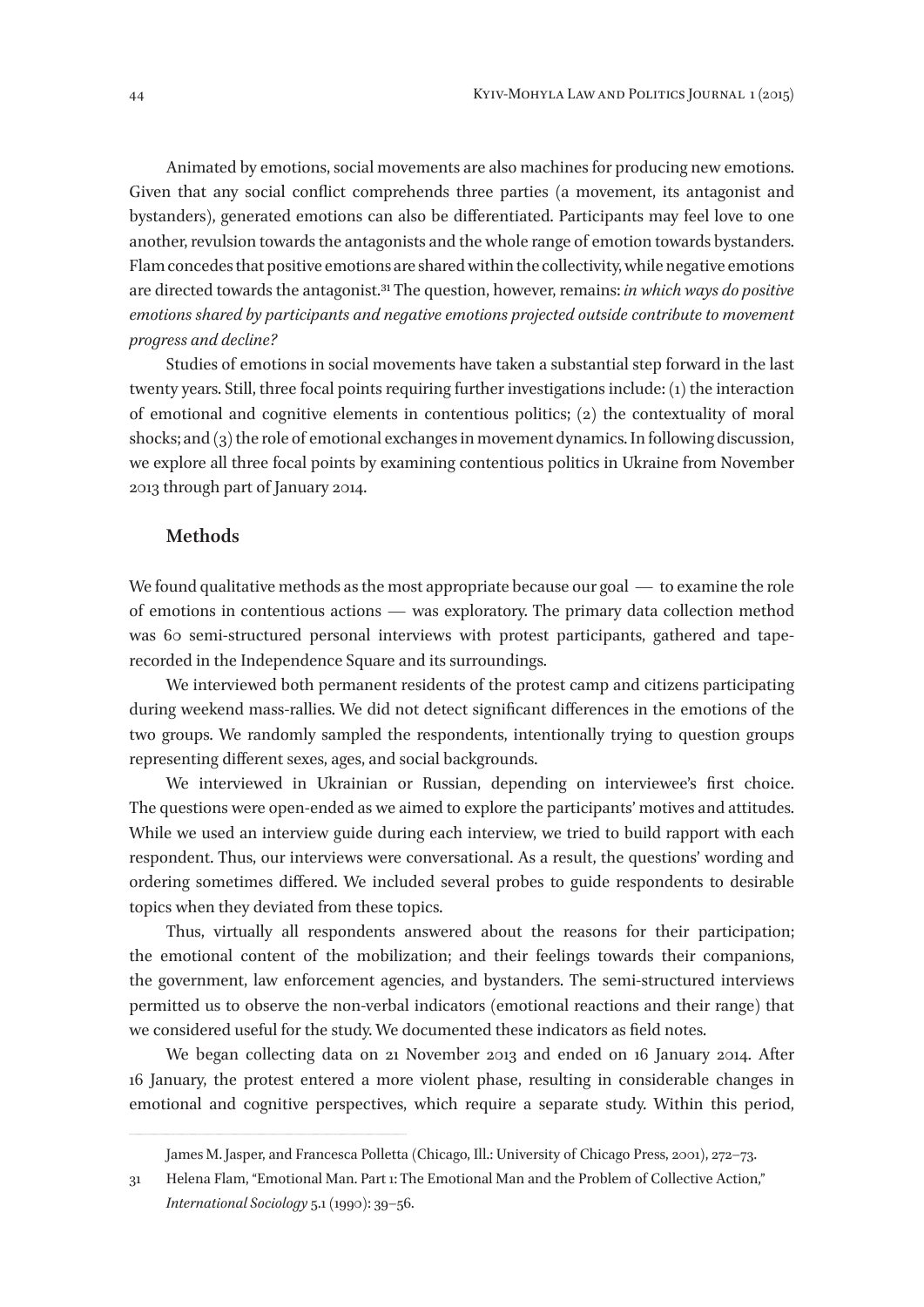Animated by emotions, social movements are also machines for producing new emotions. Given that any social conflict comprehends three parties (a movement, its antagonist and bystanders), generated emotions can also be differentiated. Participants may feel love to one another, revulsion towards the antagonists and the whole range of emotion towards bystanders. Flam concedes that positive emotions are shared within the collectivity, while negative emotions are directed towards the antagonist.[31] The question, however, remains: *in which ways do positive emotions shared by participants and negative emotions projected outside contribute to movement progress and decline?*

Studies of emotions in social movements have taken a substantial step forward in the last twenty years. Still, three focal points requiring further investigations include: (1) the interaction of emotional and cognitive elements in contentious politics; (2) the contextuality of moral shocks; and (3) the role of emotional exchanges in movement dynamics. In following discussion, we explore all three focal points by examining contentious politics in Ukraine from November 2013 through part of January 2014.

## Methods

We found qualitative methods as the most appropriate because our goal — to examine the role of emotions in contentious actions — was exploratory. The primary data collection method was 60 semi-structured personal interviews with protest participants, gathered and tape-recorded in the Independence Square and its surroundings.

We interviewed both permanent residents of the protest camp and citizens participating during weekend mass-rallies. We did not detect significant differences in the emotions of the two groups. We randomly sampled the respondents, intentionally trying to question groups representing different sexes, ages, and social backgrounds.

We interviewed in Ukrainian or Russian, depending on interviewee's first choice. The questions were open-ended as we aimed to explore the participants' motives and attitudes. While we used an interview guide during each interview, we tried to build rapport with each respondent. Thus, our interviews were conversational. As a result, the questions' wording and ordering sometimes differed. We included several probes to guide respondents to desirable topics when they deviated from these topics.

Thus, virtually all respondents answered about the reasons for their participation; the emotional content of the mobilization; and their feelings towards their companions, the government, law enforcement agencies, and bystanders. The semi-structured interviews permitted us to observe the non-verbal indicators (emotional reactions and their range) that we considered useful for the study. We documented these indicators as field notes.

We began collecting data on 21 November 2013 and ended on 16 January 2014. After 16 January, the protest entered a more violent phase, resulting in considerable changes in emotional and cognitive perspectives, which require a separate study. Within this period,

---

James M. Jasper, and Francesca Polletta (Chicago, Ill.: University of Chicago Press, 2001), 272–73.

31 Helena Flam, "Emotional Man. Part 1: The Emotional Man and the Problem of Collective Action," *International Sociology* 5.1 (1990): 39–56.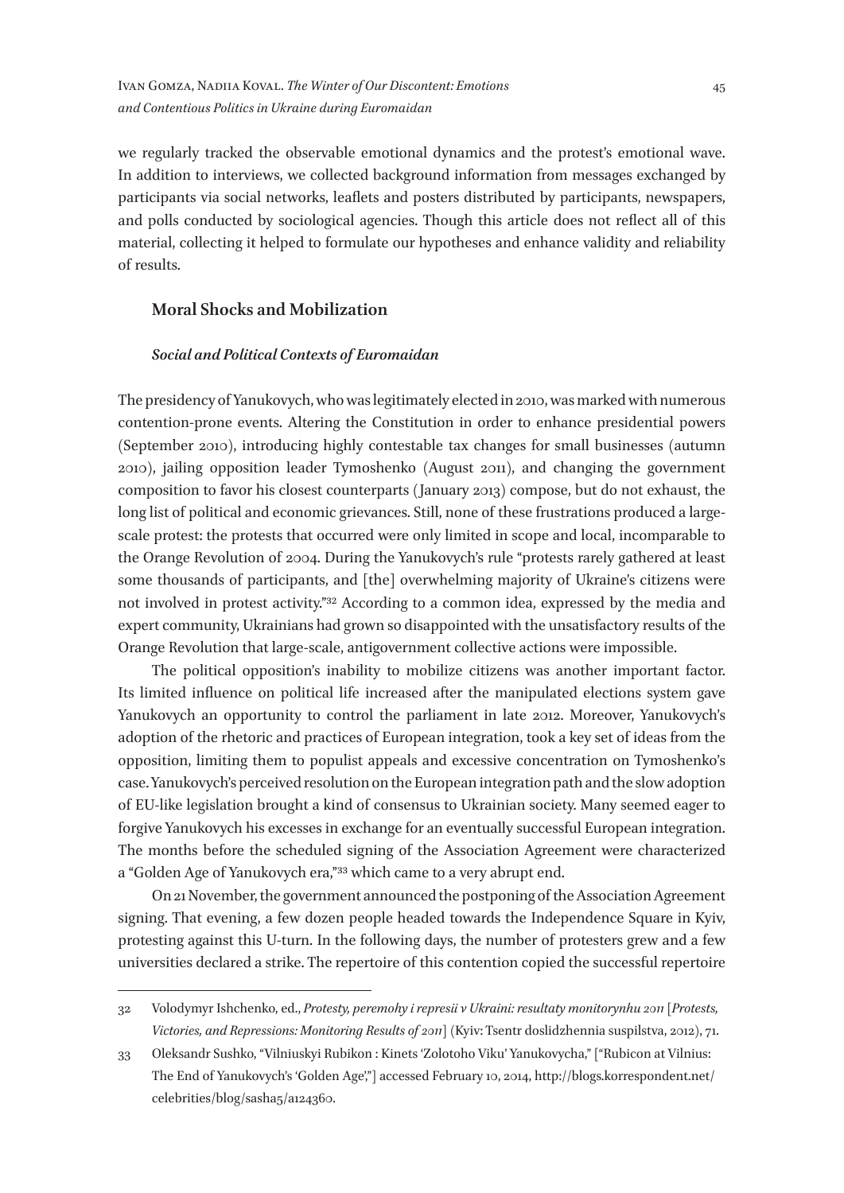we regularly tracked the observable emotional dynamics and the protest's emotional wave. In addition to interviews, we collected background information from messages exchanged by participants via social networks, leaflets and posters distributed by participants, newspapers, and polls conducted by sociological agencies. Though this article does not reflect all of this material, collecting it helped to formulate our hypotheses and enhance validity and reliability of results.

## Moral Shocks and Mobilization

### *Social and Political Contexts of Euromaidan*

The presidency of Yanukovych, who was legitimately elected in 2010, was marked with numerous contention-prone events. Altering the Constitution in order to enhance presidential powers (September 2010), introducing highly contestable tax changes for small businesses (autumn 2010), jailing opposition leader Tymoshenko (August 2011), and changing the government composition to favor his closest counterparts (January 2013) compose, but do not exhaust, the long list of political and economic grievances. Still, none of these frustrations produced a large-scale protest: the protests that occurred were only limited in scope and local, incomparable to the Orange Revolution of 2004. During the Yanukovych's rule "protests rarely gathered at least some thousands of participants, and [the] overwhelming majority of Ukraine's citizens were not involved in protest activity."[32] According to a common idea, expressed by the media and expert community, Ukrainians had grown so disappointed with the unsatisfactory results of the Orange Revolution that large-scale, antigovernment collective actions were impossible.

The political opposition's inability to mobilize citizens was another important factor. Its limited influence on political life increased after the manipulated elections system gave Yanukovych an opportunity to control the parliament in late 2012. Moreover, Yanukovych's adoption of the rhetoric and practices of European integration, took a key set of ideas from the opposition, limiting them to populist appeals and excessive concentration on Tymoshenko's case. Yanukovych's perceived resolution on the European integration path and the slow adoption of EU-like legislation brought a kind of consensus to Ukrainian society. Many seemed eager to forgive Yanukovych his excesses in exchange for an eventually successful European integration. The months before the scheduled signing of the Association Agreement were characterized a "Golden Age of Yanukovych era,"[33] which came to a very abrupt end.

On 21 November, the government announced the postponing of the Association Agreement signing. That evening, a few dozen people headed towards the Independence Square in Kyiv, protesting against this U-turn. In the following days, the number of protesters grew and a few universities declared a strike. The repertoire of this contention copied the successful repertoire

---

32 Volodymyr Ishchenko, ed., *Protesty, peremohy i represii v Ukraini: resultaty monitorynhu 2011* [*Protests, Victories, and Repressions: Monitoring Results of 2011*] (Kyiv: Tsentr doslidzhennia suspilstva, 2012), 71.

33 Oleksandr Sushko, "Vilniuskyi Rubikon : Kinets 'Zolotoho Viku' Yanukovycha," ["Rubicon at Vilnius: The End of Yanukovych's 'Golden Age',"] accessed February 10, 2014, http://blogs.korrespondent.net/celebrities/blog/sasha5/a124360.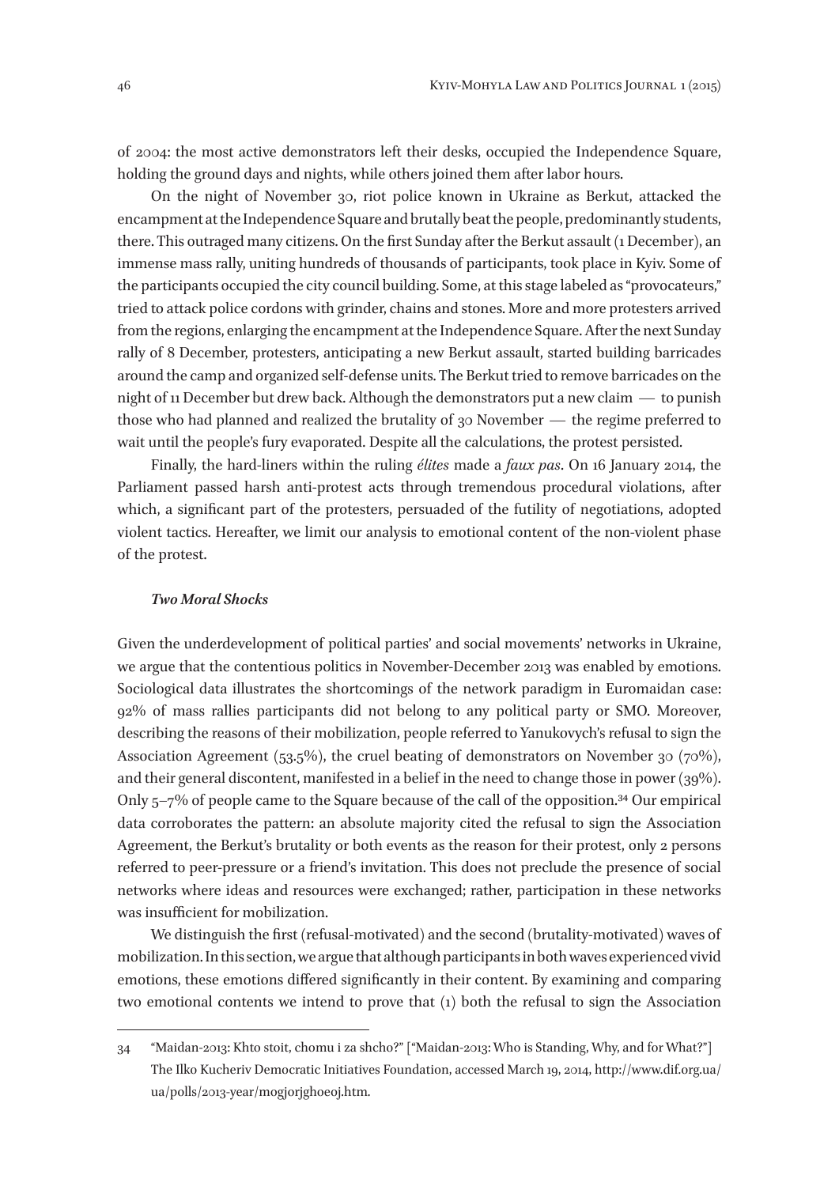of 2004: the most active demonstrators left their desks, occupied the Independence Square, holding the ground days and nights, while others joined them after labor hours.

On the night of November 30, riot police known in Ukraine as Berkut, attacked the encampment at the Independence Square and brutally beat the people, predominantly students, there. This outraged many citizens. On the first Sunday after the Berkut assault (1 December), an immense mass rally, uniting hundreds of thousands of participants, took place in Kyiv. Some of the participants occupied the city council building. Some, at this stage labeled as "provocateurs," tried to attack police cordons with grinder, chains and stones. More and more protesters arrived from the regions, enlarging the encampment at the Independence Square. After the next Sunday rally of 8 December, protesters, anticipating a new Berkut assault, started building barricades around the camp and organized self-defense units. The Berkut tried to remove barricades on the night of 11 December but drew back. Although the demonstrators put a new claim — to punish those who had planned and realized the brutality of 30 November — the regime preferred to wait until the people's fury evaporated. Despite all the calculations, the protest persisted.

Finally, the hard-liners within the ruling *élites* made a *faux pas*. On 16 January 2014, the Parliament passed harsh anti-protest acts through tremendous procedural violations, after which, a significant part of the protesters, persuaded of the futility of negotiations, adopted violent tactics. Hereafter, we limit our analysis to emotional content of the non-violent phase of the protest.

### *Two Moral Shocks*

Given the underdevelopment of political parties' and social movements' networks in Ukraine, we argue that the contentious politics in November-December 2013 was enabled by emotions. Sociological data illustrates the shortcomings of the network paradigm in Euromaidan case: 92% of mass rallies participants did not belong to any political party or SMO. Moreover, describing the reasons of their mobilization, people referred to Yanukovych's refusal to sign the Association Agreement (53.5%), the cruel beating of demonstrators on November 30 (70%), and their general discontent, manifested in a belief in the need to change those in power (39%). Only 5–7% of people came to the Square because of the call of the opposition.[34] Our empirical data corroborates the pattern: an absolute majority cited the refusal to sign the Association Agreement, the Berkut's brutality or both events as the reason for their protest, only 2 persons referred to peer-pressure or a friend's invitation. This does not preclude the presence of social networks where ideas and resources were exchanged; rather, participation in these networks was insufficient for mobilization.

We distinguish the first (refusal-motivated) and the second (brutality-motivated) waves of mobilization. In this section, we argue that although participants in both waves experienced vivid emotions, these emotions differed significantly in their content. By examining and comparing two emotional contents we intend to prove that (1) both the refusal to sign the Association

---

34 "Maidan-2013: Khto stoit, chomu i za shcho?" ["Maidan-2013: Who is Standing, Why, and for What?"] The Ilko Kucheriv Democratic Initiatives Foundation, accessed March 19, 2014, http://www.dif.org.ua/ua/polls/2013-year/mogjorjghoeoj.htm.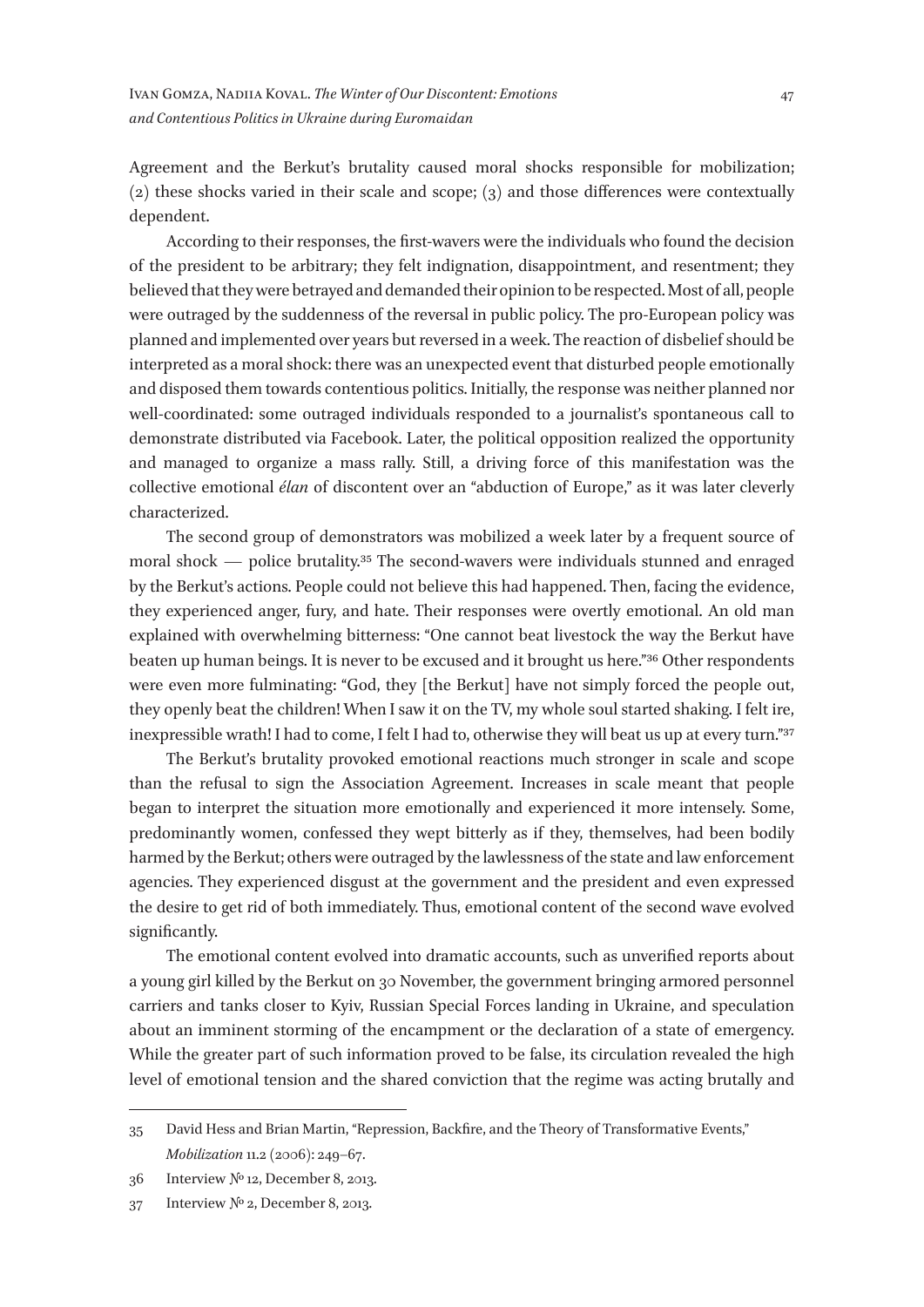Agreement and the Berkut's brutality caused moral shocks responsible for mobilization; (2) these shocks varied in their scale and scope; (3) and those differences were contextually dependent.

According to their responses, the first-wavers were the individuals who found the decision of the president to be arbitrary; they felt indignation, disappointment, and resentment; they believed that they were betrayed and demanded their opinion to be respected. Most of all, people were outraged by the suddenness of the reversal in public policy. The pro-European policy was planned and implemented over years but reversed in a week. The reaction of disbelief should be interpreted as a moral shock: there was an unexpected event that disturbed people emotionally and disposed them towards contentious politics. Initially, the response was neither planned nor well-coordinated: some outraged individuals responded to a journalist's spontaneous call to demonstrate distributed via Facebook. Later, the political opposition realized the opportunity and managed to organize a mass rally. Still, a driving force of this manifestation was the collective emotional *élan* of discontent over an "abduction of Europe," as it was later cleverly characterized.

The second group of demonstrators was mobilized a week later by a frequent source of moral shock — police brutality.[35] The second-wavers were individuals stunned and enraged by the Berkut's actions. People could not believe this had happened. Then, facing the evidence, they experienced anger, fury, and hate. Their responses were overtly emotional. An old man explained with overwhelming bitterness: "One cannot beat livestock the way the Berkut have beaten up human beings. It is never to be excused and it brought us here."[36] Other respondents were even more fulminating: "God, they [the Berkut] have not simply forced the people out, they openly beat the children! When I saw it on the TV, my whole soul started shaking. I felt ire, inexpressible wrath! I had to come, I felt I had to, otherwise they will beat us up at every turn."[37]

The Berkut's brutality provoked emotional reactions much stronger in scale and scope than the refusal to sign the Association Agreement. Increases in scale meant that people began to interpret the situation more emotionally and experienced it more intensely. Some, predominantly women, confessed they wept bitterly as if they, themselves, had been bodily harmed by the Berkut; others were outraged by the lawlessness of the state and law enforcement agencies. They experienced disgust at the government and the president and even expressed the desire to get rid of both immediately. Thus, emotional content of the second wave evolved significantly.

The emotional content evolved into dramatic accounts, such as unverified reports about a young girl killed by the Berkut on 30 November, the government bringing armored personnel carriers and tanks closer to Kyiv, Russian Special Forces landing in Ukraine, and speculation about an imminent storming of the encampment or the declaration of a state of emergency. While the greater part of such information proved to be false, its circulation revealed the high level of emotional tension and the shared conviction that the regime was acting brutally and

35 David Hess and Brian Martin, "Repression, Backfire, and the Theory of Transformative Events," *Mobilization* 11.2 (2006): 249–67.

36 Interview № 12, December 8, 2013.

37 Interview № 2, December 8, 2013.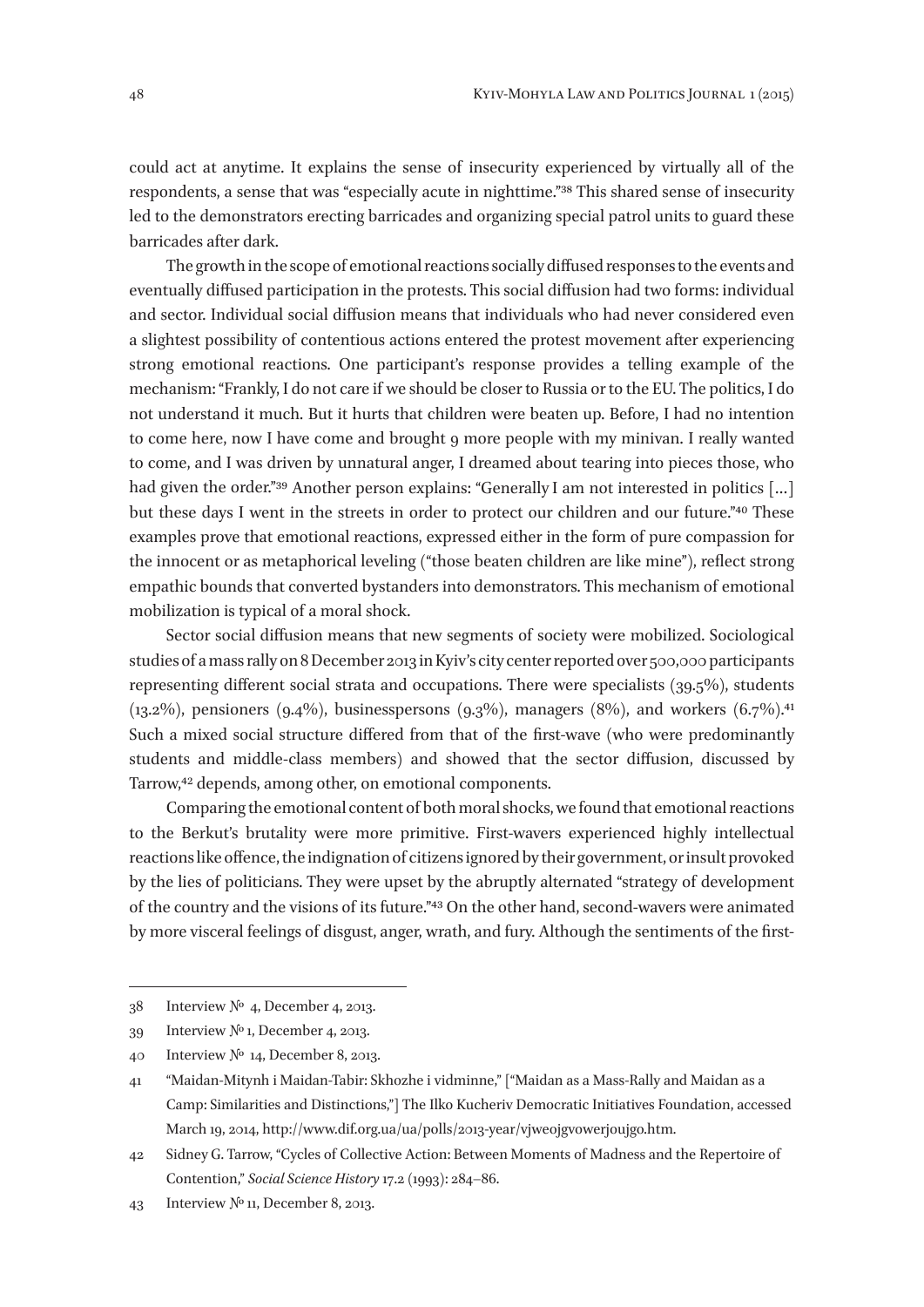could act at anytime. It explains the sense of insecurity experienced by virtually all of the respondents, a sense that was "especially acute in nighttime."[38] This shared sense of insecurity led to the demonstrators erecting barricades and organizing special patrol units to guard these barricades after dark.

The growth in the scope of emotional reactions socially diffused responses to the events and eventually diffused participation in the protests. This social diffusion had two forms: individual and sector. Individual social diffusion means that individuals who had never considered even a slightest possibility of contentious actions entered the protest movement after experiencing strong emotional reactions. One participant's response provides a telling example of the mechanism: "Frankly, I do not care if we should be closer to Russia or to the EU. The politics, I do not understand it much. But it hurts that children were beaten up. Before, I had no intention to come here, now I have come and brought 9 more people with my minivan. I really wanted to come, and I was driven by unnatural anger, I dreamed about tearing into pieces those, who had given the order."[39] Another person explains: "Generally I am not interested in politics [...] but these days I went in the streets in order to protect our children and our future."[40] These examples prove that emotional reactions, expressed either in the form of pure compassion for the innocent or as metaphorical leveling ("those beaten children are like mine"), reflect strong empathic bounds that converted bystanders into demonstrators. This mechanism of emotional mobilization is typical of a moral shock.

Sector social diffusion means that new segments of society were mobilized. Sociological studies of a mass rally on 8 December 2013 in Kyiv's city center reported over 500,000 participants representing different social strata and occupations. There were specialists (39.5%), students (13.2%), pensioners (9.4%), businesspersons (9.3%), managers (8%), and workers (6.7%).[41] Such a mixed social structure differed from that of the first-wave (who were predominantly students and middle-class members) and showed that the sector diffusion, discussed by Tarrow,[42] depends, among other, on emotional components.

Comparing the emotional content of both moral shocks, we found that emotional reactions to the Berkut's brutality were more primitive. First-wavers experienced highly intellectual reactions like offence, the indignation of citizens ignored by their government, or insult provoked by the lies of politicians. They were upset by the abruptly alternated "strategy of development of the country and the visions of its future."[43] On the other hand, second-wavers were animated by more visceral feelings of disgust, anger, wrath, and fury. Although the sentiments of the first-

---

38 Interview № 4, December 4, 2013.

39 Interview № 1, December 4, 2013.

40 Interview № 14, December 8, 2013.

41 "Maidan-Mitynh i Maidan-Tabir: Skhozhe i vidminne," ["Maidan as a Mass-Rally and Maidan as a Camp: Similarities and Distinctions,"] The Ilko Kucheriv Democratic Initiatives Foundation, accessed March 19, 2014, http://www.dif.org.ua/ua/polls/2013-year/vjweojgvowerjoujgo.htm.

42 Sidney G. Tarrow, "Cycles of Collective Action: Between Moments of Madness and the Repertoire of Contention," *Social Science History* 17.2 (1993): 284–86.

43 Interview № 11, December 8, 2013.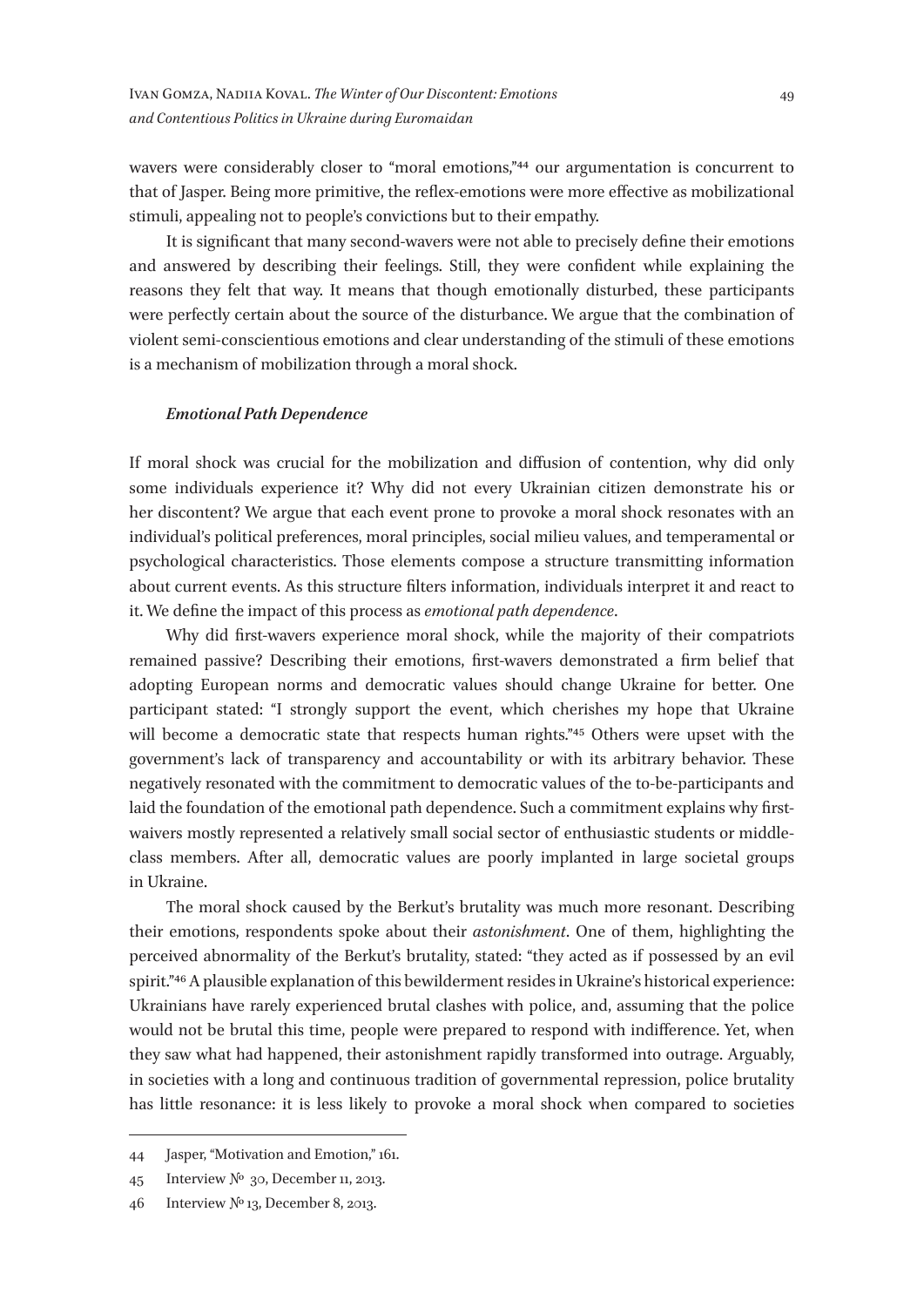wavers were considerably closer to "moral emotions,"[44] our argumentation is concurrent to that of Jasper. Being more primitive, the reflex-emotions were more effective as mobilizational stimuli, appealing not to people's convictions but to their empathy.

It is significant that many second-wavers were not able to precisely define their emotions and answered by describing their feelings. Still, they were confident while explaining the reasons they felt that way. It means that though emotionally disturbed, these participants were perfectly certain about the source of the disturbance. We argue that the combination of violent semi-conscientious emotions and clear understanding of the stimuli of these emotions is a mechanism of mobilization through a moral shock.

#### *Emotional Path Dependence*

If moral shock was crucial for the mobilization and diffusion of contention, why did only some individuals experience it? Why did not every Ukrainian citizen demonstrate his or her discontent? We argue that each event prone to provoke a moral shock resonates with an individual's political preferences, moral principles, social milieu values, and temperamental or psychological characteristics. Those elements compose a structure transmitting information about current events. As this structure filters information, individuals interpret it and react to it. We define the impact of this process as *emotional path dependence*.

Why did first-wavers experience moral shock, while the majority of their compatriots remained passive? Describing their emotions, first-wavers demonstrated a firm belief that adopting European norms and democratic values should change Ukraine for better. One participant stated: "I strongly support the event, which cherishes my hope that Ukraine will become a democratic state that respects human rights."[45] Others were upset with the government's lack of transparency and accountability or with its arbitrary behavior. These negatively resonated with the commitment to democratic values of the to-be-participants and laid the foundation of the emotional path dependence. Such a commitment explains why first-waivers mostly represented a relatively small social sector of enthusiastic students or middle-class members. After all, democratic values are poorly implanted in large societal groups in Ukraine.

The moral shock caused by the Berkut's brutality was much more resonant. Describing their emotions, respondents spoke about their *astonishment*. One of them, highlighting the perceived abnormality of the Berkut's brutality, stated: "they acted as if possessed by an evil spirit."[46] A plausible explanation of this bewilderment resides in Ukraine's historical experience: Ukrainians have rarely experienced brutal clashes with police, and, assuming that the police would not be brutal this time, people were prepared to respond with indifference. Yet, when they saw what had happened, their astonishment rapidly transformed into outrage. Arguably, in societies with a long and continuous tradition of governmental repression, police brutality has little resonance: it is less likely to provoke a moral shock when compared to societies

---

44 Jasper, "Motivation and Emotion," 161.

45 Interview № 30, December 11, 2013.

46 Interview № 13, December 8, 2013.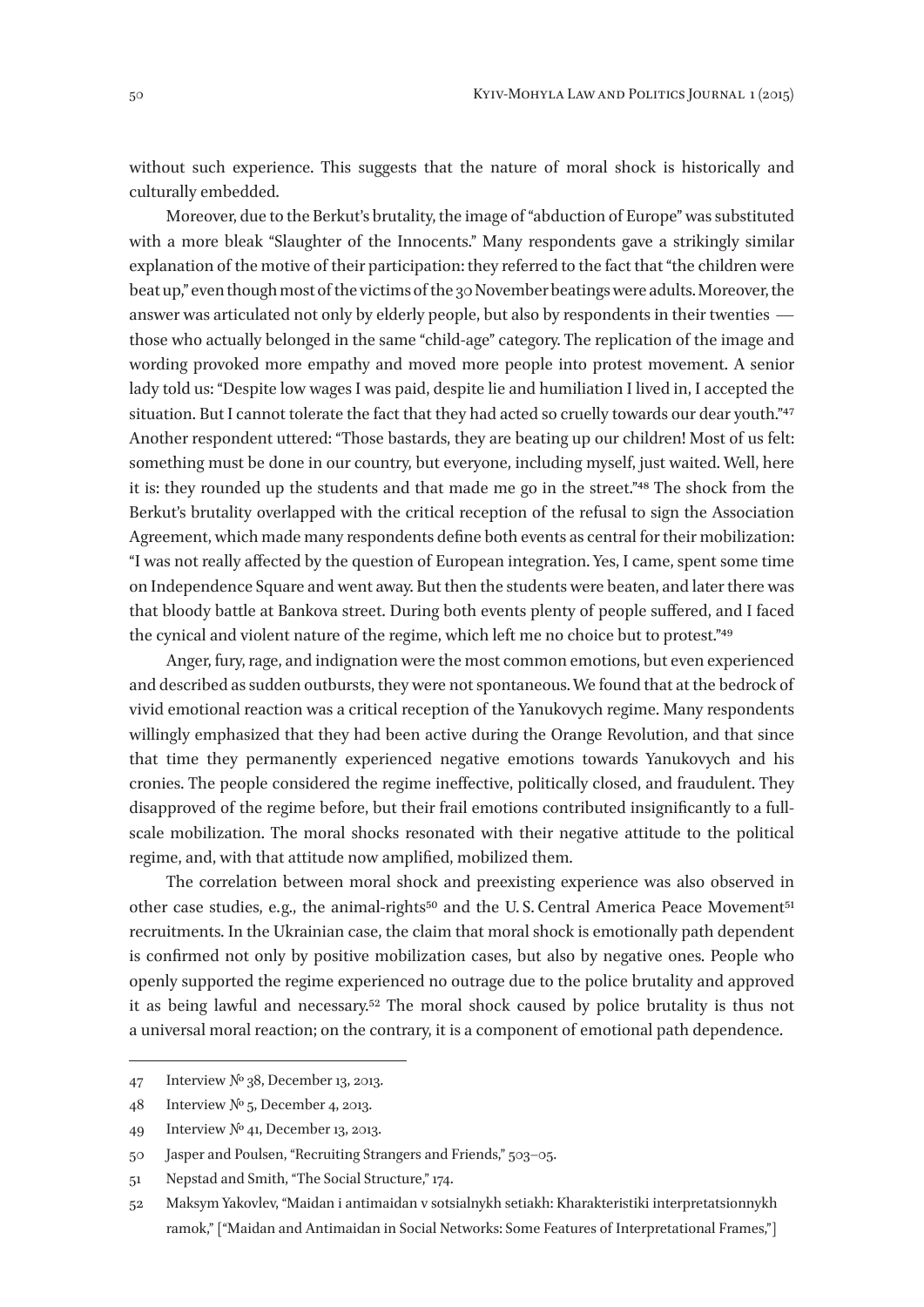without such experience. This suggests that the nature of moral shock is historically and culturally embedded.

Moreover, due to the Berkut's brutality, the image of "abduction of Europe" was substituted with a more bleak "Slaughter of the Innocents." Many respondents gave a strikingly similar explanation of the motive of their participation: they referred to the fact that "the children were beat up," even though most of the victims of the 30 November beatings were adults. Moreover, the answer was articulated not only by elderly people, but also by respondents in their twenties — those who actually belonged in the same "child-age" category. The replication of the image and wording provoked more empathy and moved more people into protest movement. A senior lady told us: "Despite low wages I was paid, despite lie and humiliation I lived in, I accepted the situation. But I cannot tolerate the fact that they had acted so cruelly towards our dear youth."[47] Another respondent uttered: "Those bastards, they are beating up our children! Most of us felt: something must be done in our country, but everyone, including myself, just waited. Well, here it is: they rounded up the students and that made me go in the street."[48] The shock from the Berkut's brutality overlapped with the critical reception of the refusal to sign the Association Agreement, which made many respondents define both events as central for their mobilization: "I was not really affected by the question of European integration. Yes, I came, spent some time on Independence Square and went away. But then the students were beaten, and later there was that bloody battle at Bankova street. During both events plenty of people suffered, and I faced the cynical and violent nature of the regime, which left me no choice but to protest."[49]

Anger, fury, rage, and indignation were the most common emotions, but even experienced and described as sudden outbursts, they were not spontaneous. We found that at the bedrock of vivid emotional reaction was a critical reception of the Yanukovych regime. Many respondents willingly emphasized that they had been active during the Orange Revolution, and that since that time they permanently experienced negative emotions towards Yanukovych and his cronies. The people considered the regime ineffective, politically closed, and fraudulent. They disapproved of the regime before, but their frail emotions contributed insignificantly to a full-scale mobilization. The moral shocks resonated with their negative attitude to the political regime, and, with that attitude now amplified, mobilized them.

The correlation between moral shock and preexisting experience was also observed in other case studies, e.g., the animal-rights[50] and the U. S. Central America Peace Movement[51] recruitments. In the Ukrainian case, the claim that moral shock is emotionally path dependent is confirmed not only by positive mobilization cases, but also by negative ones. People who openly supported the regime experienced no outrage due to the police brutality and approved it as being lawful and necessary.[52] The moral shock caused by police brutality is thus not a universal moral reaction; on the contrary, it is a component of emotional path dependence.

---

47 Interview № 38, December 13, 2013.

48 Interview № 5, December 4, 2013.

49 Interview № 41, December 13, 2013.

50 Jasper and Poulsen, "Recruiting Strangers and Friends," 503–05.

51 Nepstad and Smith, "The Social Structure," 174.

52 Maksym Yakovlev, "Maidan i antimaidan v sotsialnykh setiakh: Kharakteristiki interpretatsionnykh ramok," ["Maidan and Antimaidan in Social Networks: Some Features of Interpretational Frames,"]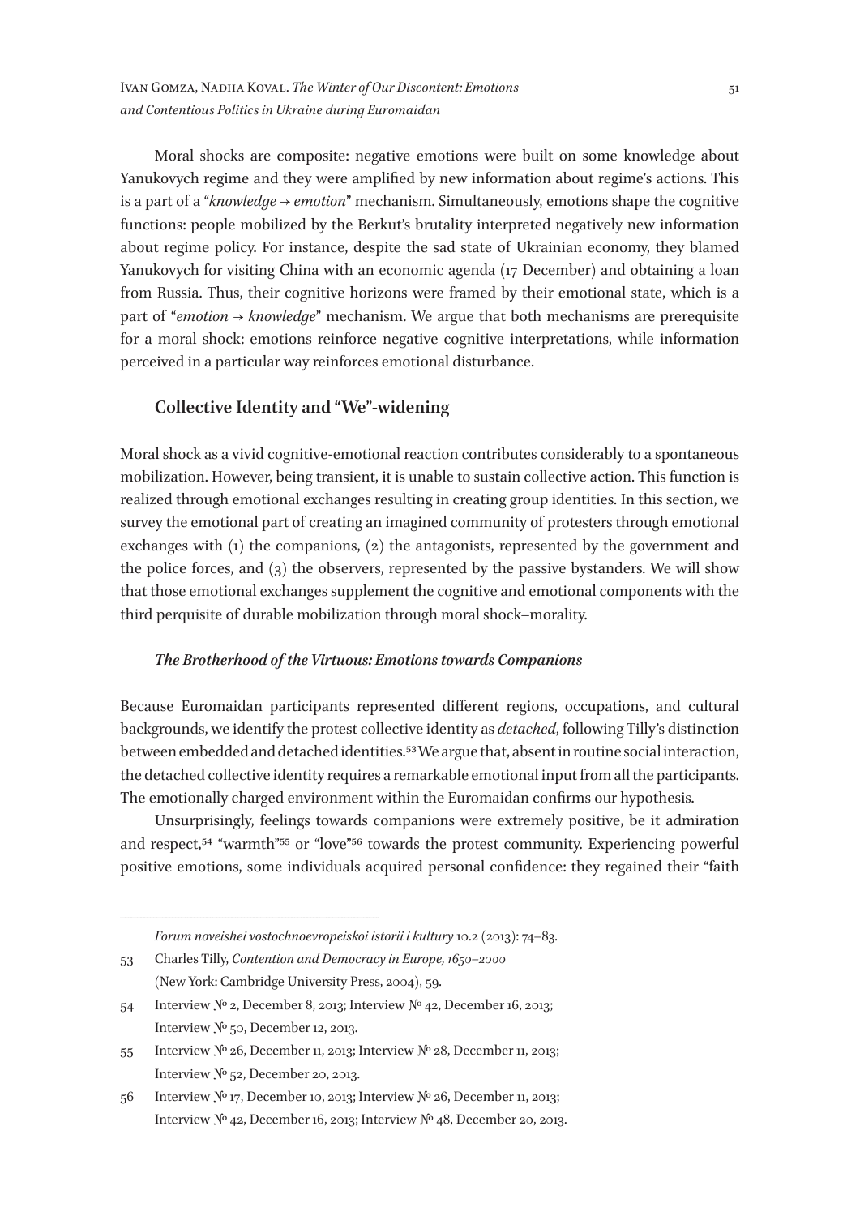Moral shocks are composite: negative emotions were built on some knowledge about Yanukovych regime and they were amplified by new information about regime's actions. This is a part of a "*knowledge → emotion*" mechanism. Simultaneously, emotions shape the cognitive functions: people mobilized by the Berkut's brutality interpreted negatively new information about regime policy. For instance, despite the sad state of Ukrainian economy, they blamed Yanukovych for visiting China with an economic agenda (17 December) and obtaining a loan from Russia. Thus, their cognitive horizons were framed by their emotional state, which is a part of "*emotion → knowledge*" mechanism. We argue that both mechanisms are prerequisite for a moral shock: emotions reinforce negative cognitive interpretations, while information perceived in a particular way reinforces emotional disturbance.

## Collective Identity and "We"-widening

Moral shock as a vivid cognitive-emotional reaction contributes considerably to a spontaneous mobilization. However, being transient, it is unable to sustain collective action. This function is realized through emotional exchanges resulting in creating group identities. In this section, we survey the emotional part of creating an imagined community of protesters through emotional exchanges with (1) the companions, (2) the antagonists, represented by the government and the police forces, and (3) the observers, represented by the passive bystanders. We will show that those emotional exchanges supplement the cognitive and emotional components with the third perquisite of durable mobilization through moral shock–morality.

### *The Brotherhood of the Virtuous: Emotions towards Companions*

Because Euromaidan participants represented different regions, occupations, and cultural backgrounds, we identify the protest collective identity as *detached*, following Tilly's distinction between embedded and detached identities.[53] We argue that, absent in routine social interaction, the detached collective identity requires a remarkable emotional input from all the participants. The emotionally charged environment within the Euromaidan confirms our hypothesis.

Unsurprisingly, feelings towards companions were extremely positive, be it admiration and respect,[54] "warmth"[55] or "love"[56] towards the protest community. Experiencing powerful positive emotions, some individuals acquired personal confidence: they regained their "faith

---

*Forum noveishei vostochnoevropeiskoi istorii i kultury* 10.2 (2013): 74–83.

53 Charles Tilly, *Contention and Democracy in Europe, 1650–2000* (New York: Cambridge University Press, 2004), 59.

54 Interview № 2, December 8, 2013; Interview № 42, December 16, 2013; Interview № 50, December 12, 2013.

55 Interview № 26, December 11, 2013; Interview № 28, December 11, 2013; Interview № 52, December 20, 2013.

56 Interview № 17, December 10, 2013; Interview № 26, December 11, 2013; Interview № 42, December 16, 2013; Interview № 48, December 20, 2013.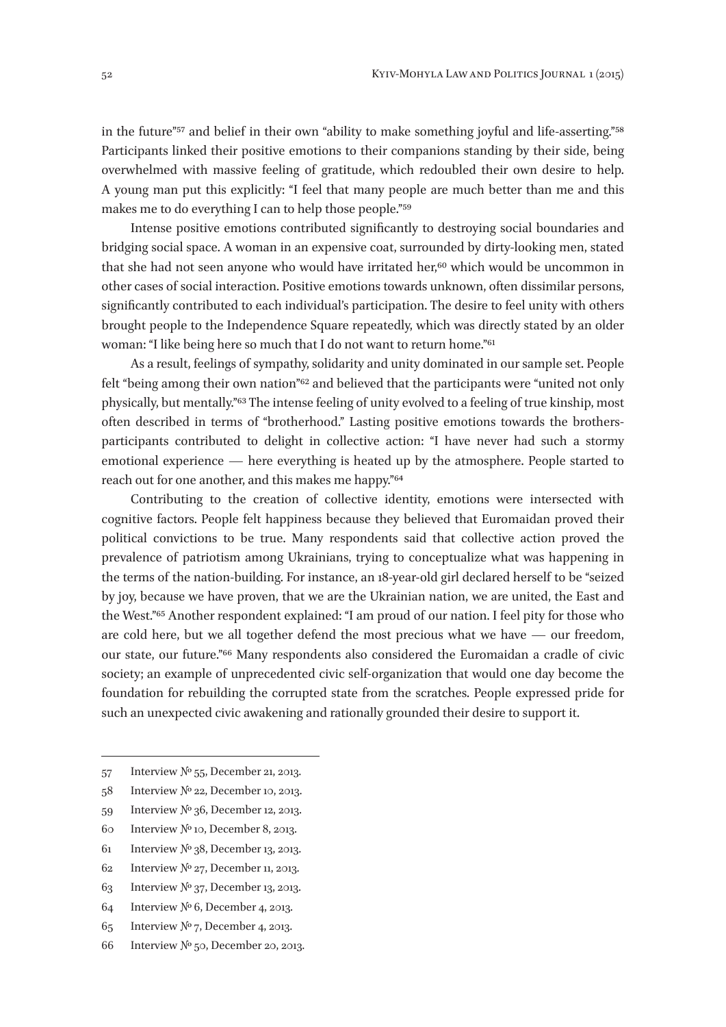in the future"[57] and belief in their own "ability to make something joyful and life-asserting."[58] Participants linked their positive emotions to their companions standing by their side, being overwhelmed with massive feeling of gratitude, which redoubled their own desire to help. A young man put this explicitly: "I feel that many people are much better than me and this makes me to do everything I can to help those people."[59]

Intense positive emotions contributed significantly to destroying social boundaries and bridging social space. A woman in an expensive coat, surrounded by dirty-looking men, stated that she had not seen anyone who would have irritated her,[60] which would be uncommon in other cases of social interaction. Positive emotions towards unknown, often dissimilar persons, significantly contributed to each individual's participation. The desire to feel unity with others brought people to the Independence Square repeatedly, which was directly stated by an older woman: "I like being here so much that I do not want to return home."[61]

As a result, feelings of sympathy, solidarity and unity dominated in our sample set. People felt "being among their own nation"[62] and believed that the participants were "united not only physically, but mentally."[63] The intense feeling of unity evolved to a feeling of true kinship, most often described in terms of "brotherhood." Lasting positive emotions towards the brothers-participants contributed to delight in collective action: "I have never had such a stormy emotional experience — here everything is heated up by the atmosphere. People started to reach out for one another, and this makes me happy."[64]

Contributing to the creation of collective identity, emotions were intersected with cognitive factors. People felt happiness because they believed that Euromaidan proved their political convictions to be true. Many respondents said that collective action proved the prevalence of patriotism among Ukrainians, trying to conceptualize what was happening in the terms of the nation-building. For instance, an 18-year-old girl declared herself to be "seized by joy, because we have proven, that we are the Ukrainian nation, we are united, the East and the West."[65] Another respondent explained: "I am proud of our nation. I feel pity for those who are cold here, but we all together defend the most precious what we have — our freedom, our state, our future."[66] Many respondents also considered the Euromaidan a cradle of civic society; an example of unprecedented civic self-organization that would one day become the foundation for rebuilding the corrupted state from the scratches. People expressed pride for such an unexpected civic awakening and rationally grounded their desire to support it.

---

57 Interview № 55, December 21, 2013.

58 Interview № 22, December 10, 2013.

59 Interview № 36, December 12, 2013.

60 Interview № 10, December 8, 2013.

61 Interview № 38, December 13, 2013.

62 Interview № 27, December 11, 2013.

63 Interview № 37, December 13, 2013.

64 Interview № 6, December 4, 2013.

65 Interview № 7, December 4, 2013.

66 Interview № 50, December 20, 2013.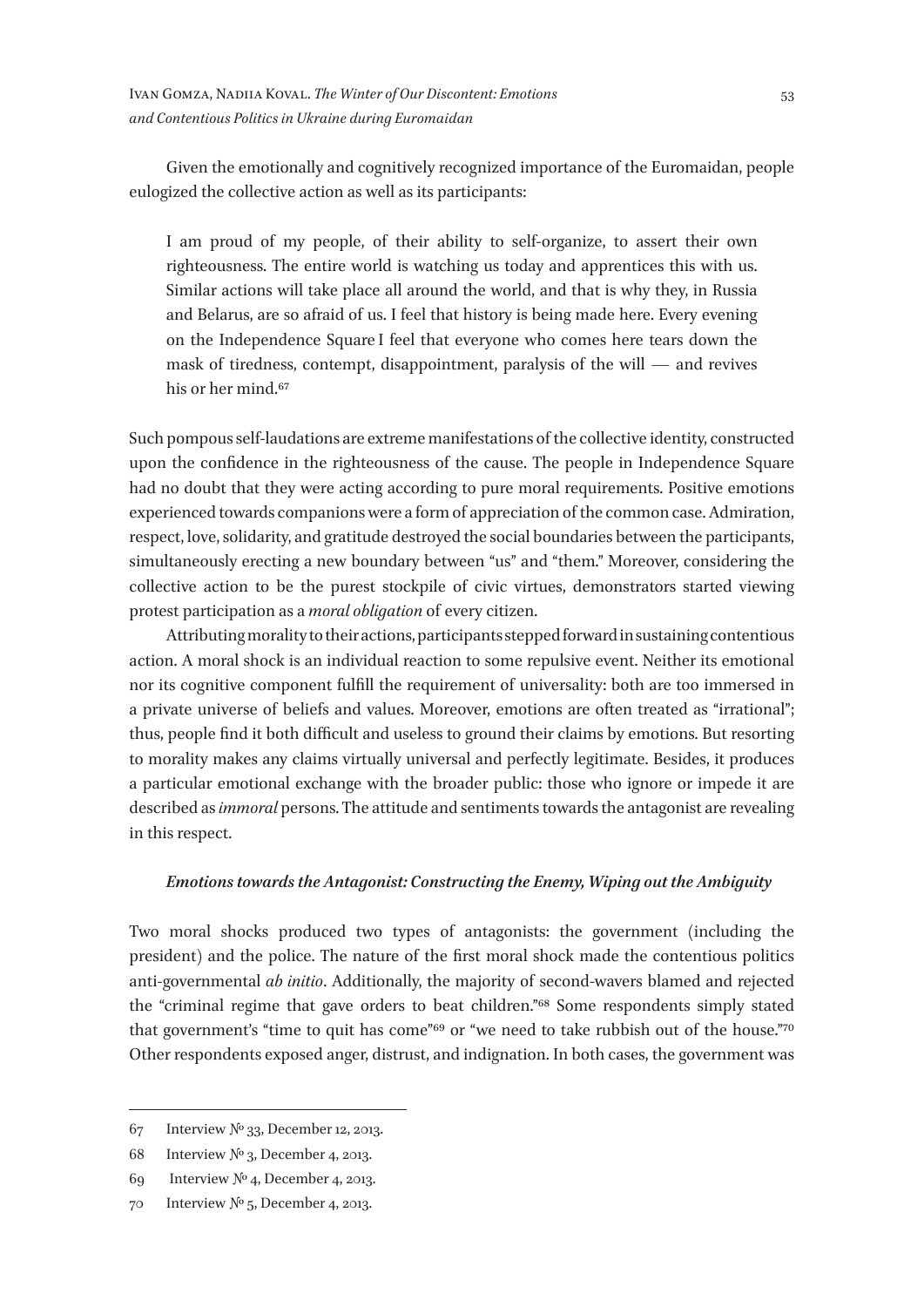Given the emotionally and cognitively recognized importance of the Euromaidan, people eulogized the collective action as well as its participants:

> I am proud of my people, of their ability to self-organize, to assert their own righteousness. The entire world is watching us today and apprentices this with us. Similar actions will take place all around the world, and that is why they, in Russia and Belarus, are so afraid of us. I feel that history is being made here. Every evening on the Independence Square I feel that everyone who comes here tears down the mask of tiredness, contempt, disappointment, paralysis of the will — and revives his or her mind.[67]

Such pompous self-laudations are extreme manifestations of the collective identity, constructed upon the confidence in the righteousness of the cause. The people in Independence Square had no doubt that they were acting according to pure moral requirements. Positive emotions experienced towards companions were a form of appreciation of the common case. Admiration, respect, love, solidarity, and gratitude destroyed the social boundaries between the participants, simultaneously erecting a new boundary between "us" and "them." Moreover, considering the collective action to be the purest stockpile of civic virtues, demonstrators started viewing protest participation as a *moral obligation* of every citizen.

Attributing morality to their actions, participants stepped forward in sustaining contentious action. A moral shock is an individual reaction to some repulsive event. Neither its emotional nor its cognitive component fulfill the requirement of universality: both are too immersed in a private universe of beliefs and values. Moreover, emotions are often treated as "irrational"; thus, people find it both difficult and useless to ground their claims by emotions. But resorting to morality makes any claims virtually universal and perfectly legitimate. Besides, it produces a particular emotional exchange with the broader public: those who ignore or impede it are described as *immoral* persons. The attitude and sentiments towards the antagonist are revealing in this respect.

#### *Emotions towards the Antagonist: Constructing the Enemy, Wiping out the Ambiguity*

Two moral shocks produced two types of antagonists: the government (including the president) and the police. The nature of the first moral shock made the contentious politics anti-governmental *ab initio*. Additionally, the majority of second-wavers blamed and rejected the "criminal regime that gave orders to beat children."[68] Some respondents simply stated that government's "time to quit has come"[69] or "we need to take rubbish out of the house."[70] Other respondents exposed anger, distrust, and indignation. In both cases, the government was

---

67 Interview № 33, December 12, 2013.

68 Interview № 3, December 4, 2013.

69 Interview № 4, December 4, 2013.

70 Interview № 5, December 4, 2013.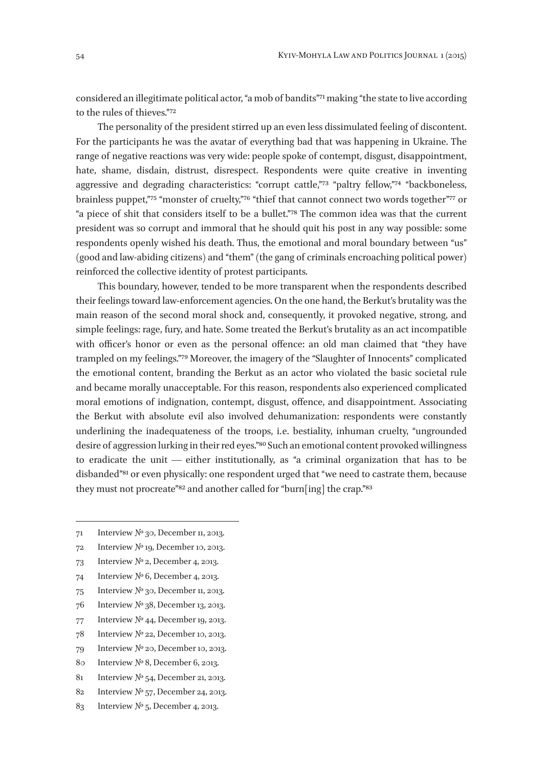considered an illegitimate political actor, "a mob of bandits"[71] making "the state to live according to the rules of thieves."[72]

The personality of the president stirred up an even less dissimulated feeling of discontent. For the participants he was the avatar of everything bad that was happening in Ukraine. The range of negative reactions was very wide: people spoke of contempt, disgust, disappointment, hate, shame, disdain, distrust, disrespect. Respondents were quite creative in inventing aggressive and degrading characteristics: "corrupt cattle,"[73] "paltry fellow,"[74] "backboneless, brainless puppet,"[75] "monster of cruelty,"[76] "thief that cannot connect two words together"[77] or "a piece of shit that considers itself to be a bullet."[78] The common idea was that the current president was so corrupt and immoral that he should quit his post in any way possible: some respondents openly wished his death. Thus, the emotional and moral boundary between "us" (good and law-abiding citizens) and "them" (the gang of criminals encroaching political power) reinforced the collective identity of protest participants.

This boundary, however, tended to be more transparent when the respondents described their feelings toward law-enforcement agencies. On the one hand, the Berkut's brutality was the main reason of the second moral shock and, consequently, it provoked negative, strong, and simple feelings: rage, fury, and hate. Some treated the Berkut's brutality as an act incompatible with officer's honor or even as the personal offence: an old man claimed that "they have trampled on my feelings."[79] Moreover, the imagery of the "Slaughter of Innocents" complicated the emotional content, branding the Berkut as an actor who violated the basic societal rule and became morally unacceptable. For this reason, respondents also experienced complicated moral emotions of indignation, contempt, disgust, offence, and disappointment. Associating the Berkut with absolute evil also involved dehumanization: respondents were constantly underlining the inadequateness of the troops, i.e. bestiality, inhuman cruelty, "ungrounded desire of aggression lurking in their red eyes."[80] Such an emotional content provoked willingness to eradicate the unit — either institutionally, as "a criminal organization that has to be disbanded"[81] or even physically: one respondent urged that "we need to castrate them, because they must not procreate"[82] and another called for "burn[ing] the crap."[83]

---

71 Interview № 30, December 11, 2013.

72 Interview № 19, December 10, 2013.

73 Interview № 2, December 4, 2013.

74 Interview № 6, December 4, 2013.

75 Interview № 30, December 11, 2013.

76 Interview № 38, December 13, 2013.

77 Interview № 44, December 19, 2013.

78 Interview № 22, December 10, 2013.

79 Interview № 20, December 10, 2013.

80 Interview № 8, December 6, 2013.

81 Interview № 54, December 21, 2013.

82 Interview № 57, December 24, 2013.

83 Interview № 5, December 4, 2013.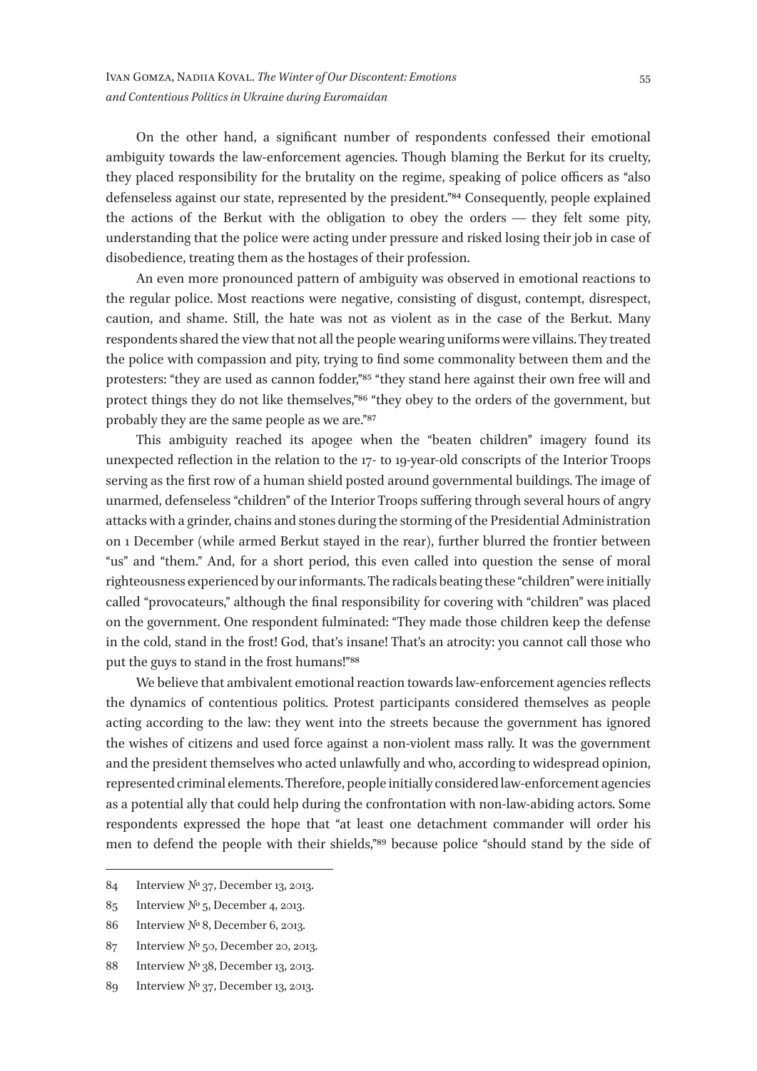On the other hand, a significant number of respondents confessed their emotional ambiguity towards the law-enforcement agencies. Though blaming the Berkut for its cruelty, they placed responsibility for the brutality on the regime, speaking of police officers as "also defenseless against our state, represented by the president."[84] Consequently, people explained the actions of the Berkut with the obligation to obey the orders — they felt some pity, understanding that the police were acting under pressure and risked losing their job in case of disobedience, treating them as the hostages of their profession.

An even more pronounced pattern of ambiguity was observed in emotional reactions to the regular police. Most reactions were negative, consisting of disgust, contempt, disrespect, caution, and shame. Still, the hate was not as violent as in the case of the Berkut. Many respondents shared the view that not all the people wearing uniforms were villains. They treated the police with compassion and pity, trying to find some commonality between them and the protesters: "they are used as cannon fodder,"[85] "they stand here against their own free will and protect things they do not like themselves,"[86] "they obey to the orders of the government, but probably they are the same people as we are."[87]

This ambiguity reached its apogee when the "beaten children" imagery found its unexpected reflection in the relation to the 17- to 19-year-old conscripts of the Interior Troops serving as the first row of a human shield posted around governmental buildings. The image of unarmed, defenseless "children" of the Interior Troops suffering through several hours of angry attacks with a grinder, chains and stones during the storming of the Presidential Administration on 1 December (while armed Berkut stayed in the rear), further blurred the frontier between "us" and "them." And, for a short period, this even called into question the sense of moral righteousness experienced by our informants. The radicals beating these "children" were initially called "provocateurs," although the final responsibility for covering with "children" was placed on the government. One respondent fulminated: "They made those children keep the defense in the cold, stand in the frost! God, that's insane! That's an atrocity: you cannot call those who put the guys to stand in the frost humans!"[88]

We believe that ambivalent emotional reaction towards law-enforcement agencies reflects the dynamics of contentious politics. Protest participants considered themselves as people acting according to the law: they went into the streets because the government has ignored the wishes of citizens and used force against a non-violent mass rally. It was the government and the president themselves who acted unlawfully and who, according to widespread opinion, represented criminal elements. Therefore, people initially considered law-enforcement agencies as a potential ally that could help during the confrontation with non-law-abiding actors. Some respondents expressed the hope that "at least one detachment commander will order his men to defend the people with their shields,"[89] because police "should stand by the side of

---

84 Interview № 37, December 13, 2013.

85 Interview № 5, December 4, 2013.

86 Interview № 8, December 6, 2013.

87 Interview № 50, December 20, 2013.

88 Interview № 38, December 13, 2013.

89 Interview № 37, December 13, 2013.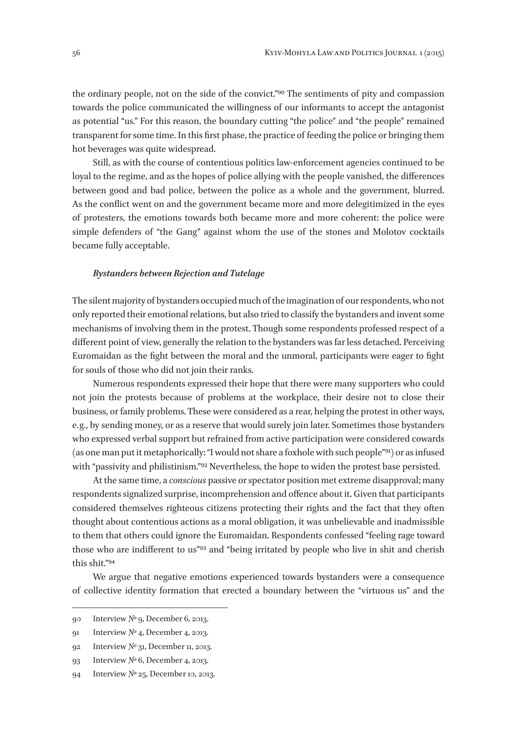the ordinary people, not on the side of the convict."[90] The sentiments of pity and compassion towards the police communicated the willingness of our informants to accept the antagonist as potential "us." For this reason, the boundary cutting "the police" and "the people" remained transparent for some time. In this first phase, the practice of feeding the police or bringing them hot beverages was quite widespread.

Still, as with the course of contentious politics law-enforcement agencies continued to be loyal to the regime, and as the hopes of police allying with the people vanished, the differences between good and bad police, between the police as a whole and the government, blurred. As the conflict went on and the government became more and more delegitimized in the eyes of protesters, the emotions towards both became more and more coherent: the police were simple defenders of "the Gang" against whom the use of the stones and Molotov cocktails became fully acceptable.

### *Bystanders between Rejection and Tutelage*

The silent majority of bystanders occupied much of the imagination of our respondents, who not only reported their emotional relations, but also tried to classify the bystanders and invent some mechanisms of involving them in the protest. Though some respondents professed respect of a different point of view, generally the relation to the bystanders was far less detached. Perceiving Euromaidan as the fight between the moral and the unmoral, participants were eager to fight for souls of those who did not join their ranks.

Numerous respondents expressed their hope that there were many supporters who could not join the protests because of problems at the workplace, their desire not to close their business, or family problems. These were considered as a rear, helping the protest in other ways, e.g., by sending money, or as a reserve that would surely join later. Sometimes those bystanders who expressed verbal support but refrained from active participation were considered cowards (as one man put it metaphorically: "I would not share a foxhole with such people"[91]) or as infused with "passivity and philistinism."[92] Nevertheless, the hope to widen the protest base persisted.

At the same time, a *conscious* passive or spectator position met extreme disapproval; many respondents signalized surprise, incomprehension and offence about it. Given that participants considered themselves righteous citizens protecting their rights and the fact that they often thought about contentious actions as a moral obligation, it was unbelievable and inadmissible to them that others could ignore the Euromaidan. Respondents confessed "feeling rage toward those who are indifferent to us"[93] and "being irritated by people who live in shit and cherish this shit."[94]

We argue that negative emotions experienced towards bystanders were a consequence of collective identity formation that erected a boundary between the "virtuous us" and the

---

90 Interview № 9, December 6, 2013.

91 Interview № 4, December 4, 2013.

92 Interview № 31, December 11, 2013.

93 Interview № 6, December 4, 2013.

94 Interview № 25, December 10, 2013.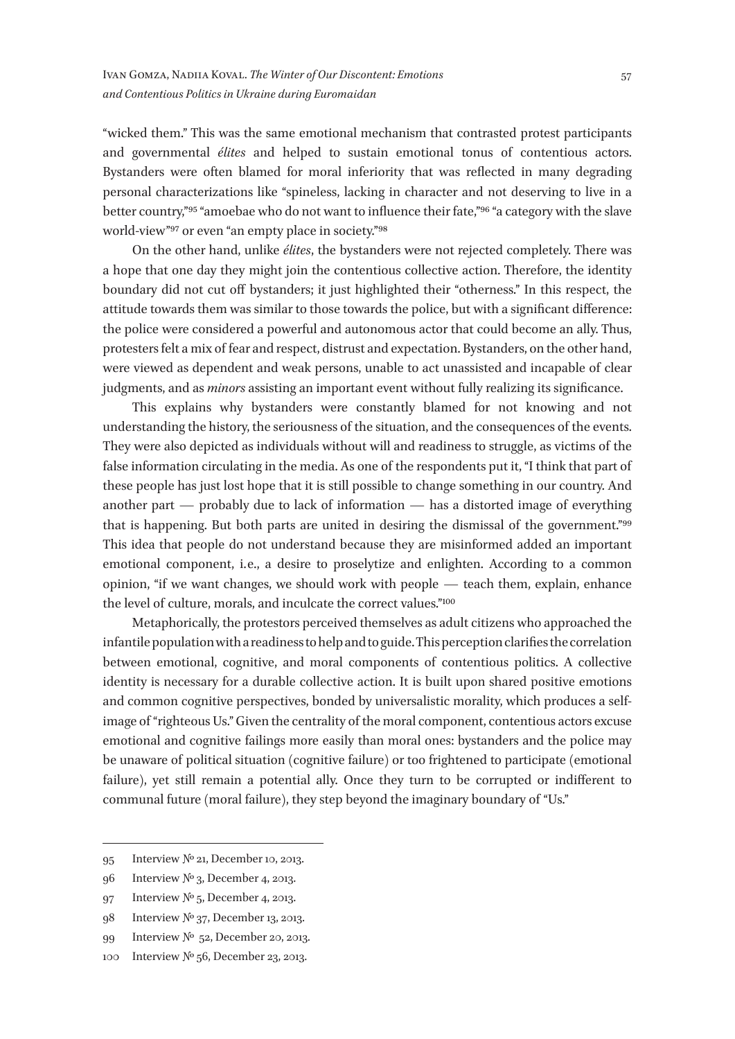"wicked them." This was the same emotional mechanism that contrasted protest participants and governmental *élites* and helped to sustain emotional tonus of contentious actors. Bystanders were often blamed for moral inferiority that was reflected in many degrading personal characterizations like "spineless, lacking in character and not deserving to live in a better country,"[95] "amoebae who do not want to influence their fate,"[96] "a category with the slave world-view"[97] or even "an empty place in society."[98]

On the other hand, unlike *élites*, the bystanders were not rejected completely. There was a hope that one day they might join the contentious collective action. Therefore, the identity boundary did not cut off bystanders; it just highlighted their "otherness." In this respect, the attitude towards them was similar to those towards the police, but with a significant difference: the police were considered a powerful and autonomous actor that could become an ally. Thus, protesters felt a mix of fear and respect, distrust and expectation. Bystanders, on the other hand, were viewed as dependent and weak persons, unable to act unassisted and incapable of clear judgments, and as *minors* assisting an important event without fully realizing its significance.

This explains why bystanders were constantly blamed for not knowing and not understanding the history, the seriousness of the situation, and the consequences of the events. They were also depicted as individuals without will and readiness to struggle, as victims of the false information circulating in the media. As one of the respondents put it, "I think that part of these people has just lost hope that it is still possible to change something in our country. And another part — probably due to lack of information — has a distorted image of everything that is happening. But both parts are united in desiring the dismissal of the government."[99] This idea that people do not understand because they are misinformed added an important emotional component, i.e., a desire to proselytize and enlighten. According to a common opinion, "if we want changes, we should work with people — teach them, explain, enhance the level of culture, morals, and inculcate the correct values."[100]

Metaphorically, the protestors perceived themselves as adult citizens who approached the infantile population with a readiness to help and to guide. This perception clarifies the correlation between emotional, cognitive, and moral components of contentious politics. A collective identity is necessary for a durable collective action. It is built upon shared positive emotions and common cognitive perspectives, bonded by universalistic morality, which produces a self-image of "righteous Us." Given the centrality of the moral component, contentious actors excuse emotional and cognitive failings more easily than moral ones: bystanders and the police may be unaware of political situation (cognitive failure) or too frightened to participate (emotional failure), yet still remain a potential ally. Once they turn to be corrupted or indifferent to communal future (moral failure), they step beyond the imaginary boundary of "Us."

---

95 Interview № 21, December 10, 2013.

96 Interview № 3, December 4, 2013.

97 Interview № 5, December 4, 2013.

98 Interview № 37, December 13, 2013.

99 Interview № 52, December 20, 2013.

100 Interview № 56, December 23, 2013.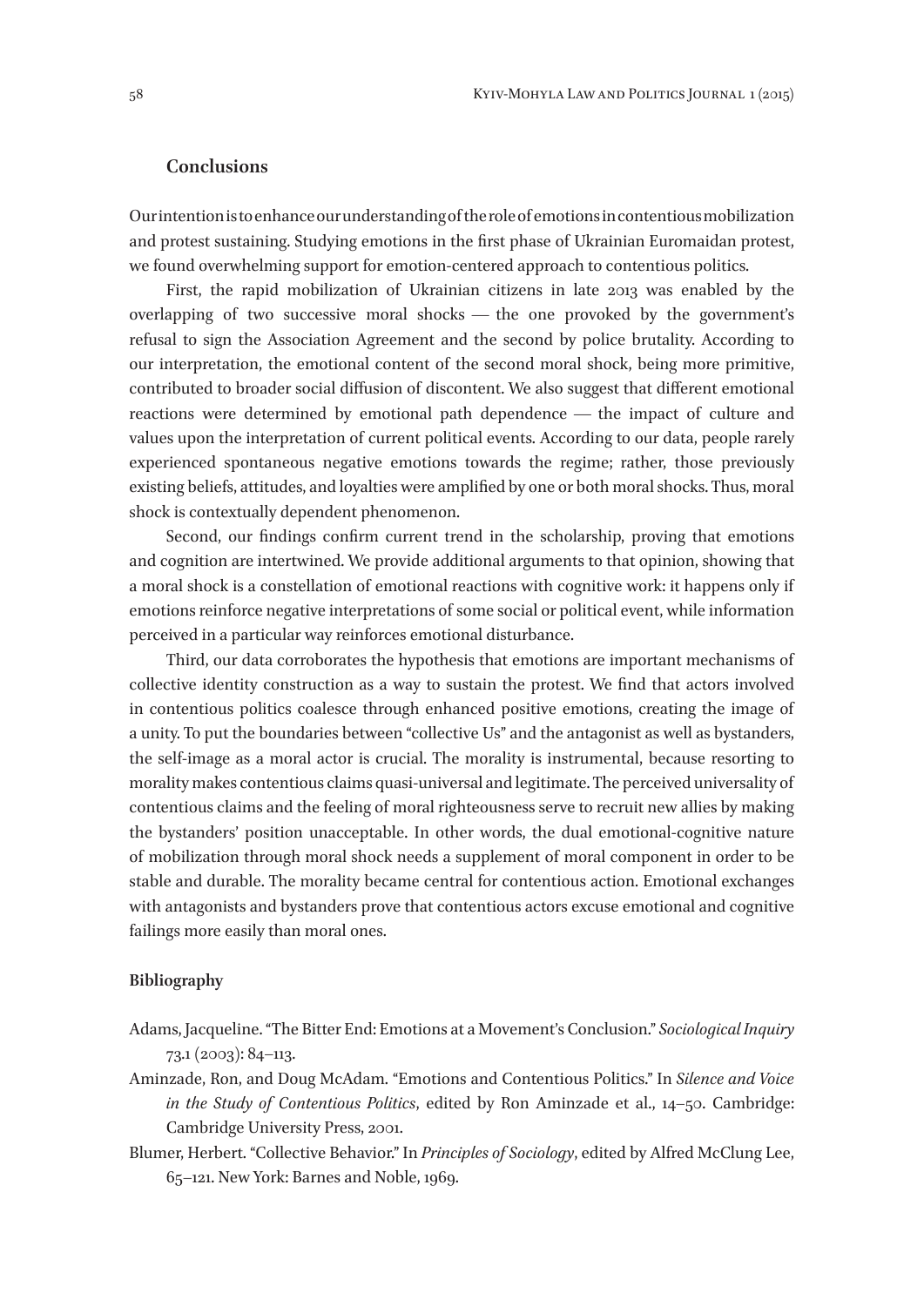## Conclusions

Our intention is to enhance our understanding of the role of emotions in contentious mobilization and protest sustaining. Studying emotions in the first phase of Ukrainian Euromaidan protest, we found overwhelming support for emotion-centered approach to contentious politics.

First, the rapid mobilization of Ukrainian citizens in late 2013 was enabled by the overlapping of two successive moral shocks — the one provoked by the government's refusal to sign the Association Agreement and the second by police brutality. According to our interpretation, the emotional content of the second moral shock, being more primitive, contributed to broader social diffusion of discontent. We also suggest that different emotional reactions were determined by emotional path dependence — the impact of culture and values upon the interpretation of current political events. According to our data, people rarely experienced spontaneous negative emotions towards the regime; rather, those previously existing beliefs, attitudes, and loyalties were amplified by one or both moral shocks. Thus, moral shock is contextually dependent phenomenon.

Second, our findings confirm current trend in the scholarship, proving that emotions and cognition are intertwined. We provide additional arguments to that opinion, showing that a moral shock is a constellation of emotional reactions with cognitive work: it happens only if emotions reinforce negative interpretations of some social or political event, while information perceived in a particular way reinforces emotional disturbance.

Third, our data corroborates the hypothesis that emotions are important mechanisms of collective identity construction as a way to sustain the protest. We find that actors involved in contentious politics coalesce through enhanced positive emotions, creating the image of a unity. To put the boundaries between "collective Us" and the antagonist as well as bystanders, the self-image as a moral actor is crucial. The morality is instrumental, because resorting to morality makes contentious claims quasi-universal and legitimate. The perceived universality of contentious claims and the feeling of moral righteousness serve to recruit new allies by making the bystanders' position unacceptable. In other words, the dual emotional-cognitive nature of mobilization through moral shock needs a supplement of moral component in order to be stable and durable. The morality became central for contentious action. Emotional exchanges with antagonists and bystanders prove that contentious actors excuse emotional and cognitive failings more easily than moral ones.

### Bibliography

Adams, Jacqueline. "The Bitter End: Emotions at a Movement's Conclusion." *Sociological Inquiry* 73.1 (2003): 84–113.

Aminzade, Ron, and Doug McAdam. "Emotions and Contentious Politics." In *Silence and Voice in the Study of Contentious Politics*, edited by Ron Aminzade et al., 14–50. Cambridge: Cambridge University Press, 2001.

Blumer, Herbert. "Collective Behavior." In *Principles of Sociology*, edited by Alfred McClung Lee, 65–121. New York: Barnes and Noble, 1969.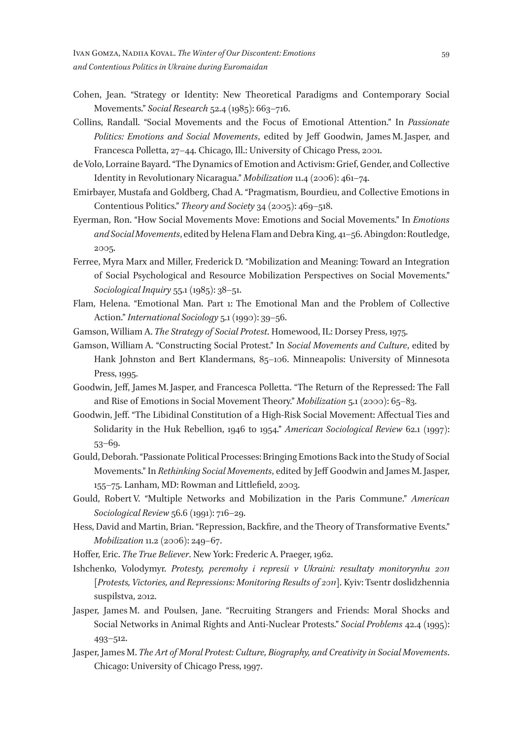Cohen, Jean. "Strategy or Identity: New Theoretical Paradigms and Contemporary Social Movements." *Social Research* 52.4 (1985): 663–716.

Collins, Randall. "Social Movements and the Focus of Emotional Attention." In *Passionate Politics: Emotions and Social Movements*, edited by Jeff Goodwin, James M. Jasper, and Francesca Polletta, 27–44. Chicago, Ill.: University of Chicago Press, 2001.

de Volo, Lorraine Bayard. "The Dynamics of Emotion and Activism: Grief, Gender, and Collective Identity in Revolutionary Nicaragua." *Mobilization* 11.4 (2006): 461–74.

Emirbayer, Mustafa and Goldberg, Chad A. "Pragmatism, Bourdieu, and Collective Emotions in Contentious Politics." *Theory and Society* 34 (2005): 469–518.

Eyerman, Ron. "How Social Movements Move: Emotions and Social Movements." In *Emotions and Social Movements*, edited by Helena Flam and Debra King, 41–56. Abingdon: Routledge, 2005.

Ferree, Myra Marx and Miller, Frederick D. "Mobilization and Meaning: Toward an Integration of Social Psychological and Resource Mobilization Perspectives on Social Movements." *Sociological Inquiry* 55.1 (1985): 38–51.

Flam, Helena. "Emotional Man. Part 1: The Emotional Man and the Problem of Collective Action." *International Sociology* 5.1 (1990): 39–56.

Gamson, William A. *The Strategy of Social Protest*. Homewood, IL: Dorsey Press, 1975.

Gamson, William A. "Constructing Social Protest." In *Social Movements and Culture*, edited by Hank Johnston and Bert Klandermans, 85–106. Minneapolis: University of Minnesota Press, 1995.

Goodwin, Jeff, James M. Jasper, and Francesca Polletta. "The Return of the Repressed: The Fall and Rise of Emotions in Social Movement Theory." *Mobilization* 5.1 (2000): 65–83.

Goodwin, Jeff. "The Libidinal Constitution of a High-Risk Social Movement: Affectual Ties and Solidarity in the Huk Rebellion, 1946 to 1954." *American Sociological Review* 62.1 (1997): 53–69.

Gould, Deborah. "Passionate Political Processes: Bringing Emotions Back into the Study of Social Movements." In *Rethinking Social Movements*, edited by Jeff Goodwin and James M. Jasper, 155–75. Lanham, MD: Rowman and Littlefield, 2003.

Gould, Robert V. "Multiple Networks and Mobilization in the Paris Commune." *American Sociological Review* 56.6 (1991): 716–29.

Hess, David and Martin, Brian. "Repression, Backfire, and the Theory of Transformative Events." *Mobilization* 11.2 (2006): 249–67.

Hoffer, Eric. *The True Believer*. New York: Frederic A. Praeger, 1962.

Ishchenko, Volodymyr. *Protesty, peremohy i represii v Ukraini: resultaty monitorynhu 2011* [*Protests, Victories, and Repressions: Monitoring Results of 2011*]. Kyiv: Tsentr doslidzhennia suspilstva, 2012.

Jasper, James M. and Poulsen, Jane. "Recruiting Strangers and Friends: Moral Shocks and Social Networks in Animal Rights and Anti-Nuclear Protests." *Social Problems* 42.4 (1995): 493–512.

Jasper, James M. *The Art of Moral Protest: Culture, Biography, and Creativity in Social Movements*. Chicago: University of Chicago Press, 1997.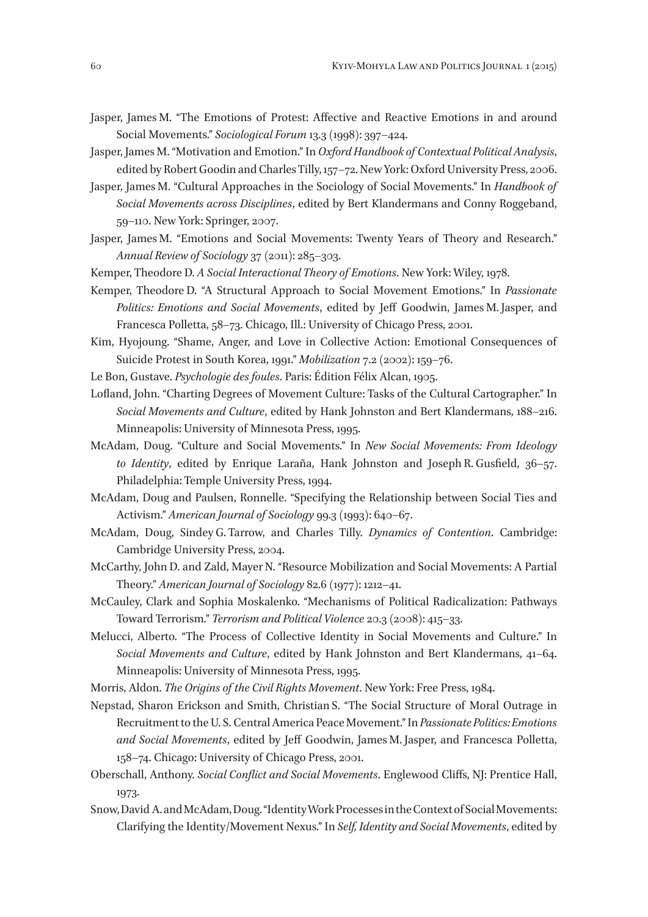Jasper, James M. "The Emotions of Protest: Affective and Reactive Emotions in and around Social Movements." *Sociological Forum* 13.3 (1998): 397–424.

Jasper, James M. "Motivation and Emotion." In *Oxford Handbook of Contextual Political Analysis*, edited by Robert Goodin and Charles Tilly, 157–72. New York: Oxford University Press, 2006.

Jasper, James M. "Cultural Approaches in the Sociology of Social Movements." In *Handbook of Social Movements across Disciplines*, edited by Bert Klandermans and Conny Roggeband, 59–110. New York: Springer, 2007.

Jasper, James M. "Emotions and Social Movements: Twenty Years of Theory and Research." *Annual Review of Sociology* 37 (2011): 285–303.

Kemper, Theodore D. *A Social Interactional Theory of Emotions*. New York: Wiley, 1978.

Kemper, Theodore D. "A Structural Approach to Social Movement Emotions." In *Passionate Politics: Emotions and Social Movements*, edited by Jeff Goodwin, James M. Jasper, and Francesca Polletta, 58–73. Chicago, Ill.: University of Chicago Press, 2001.

Kim, Hyojoung. "Shame, Anger, and Love in Collective Action: Emotional Consequences of Suicide Protest in South Korea, 1991." *Mobilization* 7.2 (2002): 159–76.

Le Bon, Gustave. *Psychologie des foules*. Paris: Édition Félix Alcan, 1905.

Lofland, John. "Charting Degrees of Movement Culture: Tasks of the Cultural Cartographer." In *Social Movements and Culture*, edited by Hank Johnston and Bert Klandermans, 188–216. Minneapolis: University of Minnesota Press, 1995.

McAdam, Doug. "Culture and Social Movements." In *New Social Movements: From Ideology to Identity*, edited by Enrique Laraña, Hank Johnston and Joseph R. Gusfield, 36–57. Philadelphia: Temple University Press, 1994.

McAdam, Doug and Paulsen, Ronnelle. "Specifying the Relationship between Social Ties and Activism." *American Journal of Sociology* 99.3 (1993): 640–67.

McAdam, Doug, Sindey G. Tarrow, and Charles Tilly. *Dynamics of Contention*. Cambridge: Cambridge University Press, 2004.

McCarthy, John D. and Zald, Mayer N. "Resource Mobilization and Social Movements: A Partial Theory." *American Journal of Sociology* 82.6 (1977): 1212–41.

McCauley, Clark and Sophia Moskalenko. "Mechanisms of Political Radicalization: Pathways Toward Terrorism." *Terrorism and Political Violence* 20.3 (2008): 415–33.

Melucci, Alberto. "The Process of Collective Identity in Social Movements and Culture." In *Social Movements and Culture*, edited by Hank Johnston and Bert Klandermans, 41–64. Minneapolis: University of Minnesota Press, 1995.

Morris, Aldon. *The Origins of the Civil Rights Movement*. New York: Free Press, 1984.

Nepstad, Sharon Erickson and Smith, Christian S. "The Social Structure of Moral Outrage in Recruitment to the U. S. Central America Peace Movement." In *Passionate Politics: Emotions and Social Movements*, edited by Jeff Goodwin, James M. Jasper, and Francesca Polletta, 158–74. Chicago: University of Chicago Press, 2001.

Oberschall, Anthony. *Social Conflict and Social Movements*. Englewood Cliffs, NJ: Prentice Hall, 1973.

Snow, David A. and McAdam, Doug. "Identity Work Processes in the Context of Social Movements: Clarifying the Identity/Movement Nexus." In *Self, Identity and Social Movements*, edited by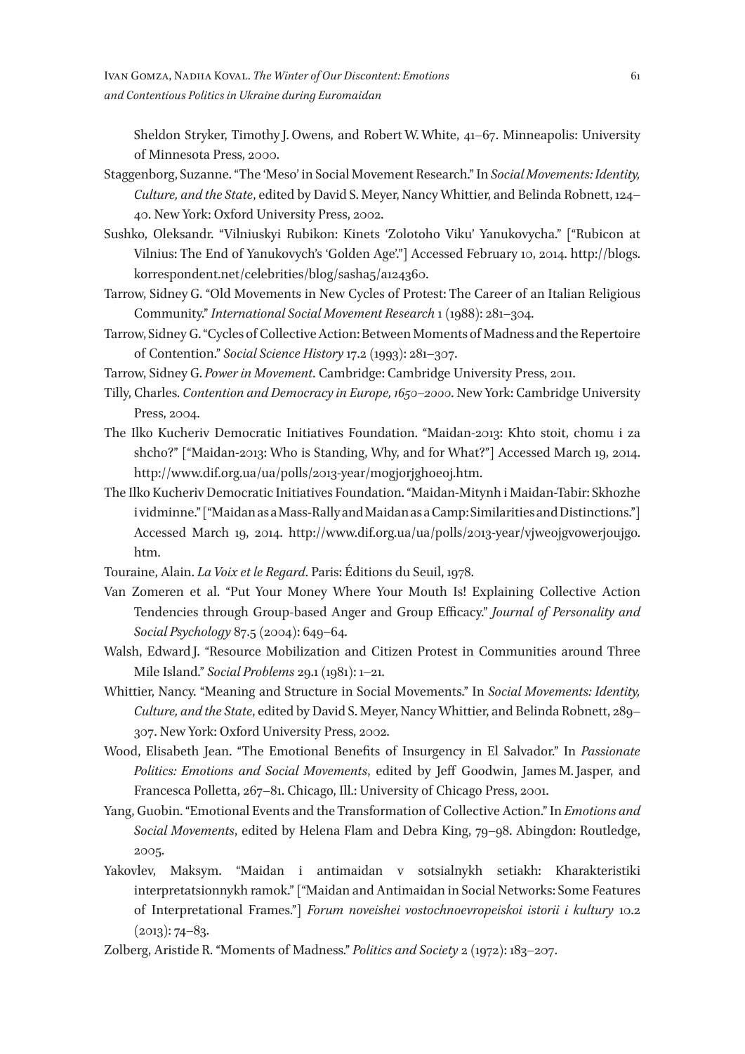Sheldon Stryker, Timothy J. Owens, and Robert W. White, 41–67. Minneapolis: University of Minnesota Press, 2000.

Staggenborg, Suzanne. "The 'Meso' in Social Movement Research." In *Social Movements: Identity, Culture, and the State*, edited by David S. Meyer, Nancy Whittier, and Belinda Robnett, 124–40. New York: Oxford University Press, 2002.

Sushko, Oleksandr. "Vilniuskyi Rubikon: Kinets 'Zolotoho Viku' Yanukovycha." ["Rubicon at Vilnius: The End of Yanukovych's 'Golden Age'."] Accessed February 10, 2014. http://blogs.korrespondent.net/celebrities/blog/sasha5/a124360.

Tarrow, Sidney G. "Old Movements in New Cycles of Protest: The Career of an Italian Religious Community." *International Social Movement Research* 1 (1988): 281–304.

Tarrow, Sidney G. "Cycles of Collective Action: Between Moments of Madness and the Repertoire of Contention." *Social Science History* 17.2 (1993): 281–307.

Tarrow, Sidney G. *Power in Movement*. Cambridge: Cambridge University Press, 2011.

Tilly, Charles. *Contention and Democracy in Europe, 1650–2000*. New York: Cambridge University Press, 2004.

The Ilko Kucheriv Democratic Initiatives Foundation. "Maidan-2013: Khto stoit, chomu i za shcho?" ["Maidan-2013: Who is Standing, Why, and for What?"] Accessed March 19, 2014. http://www.dif.org.ua/ua/polls/2013-year/mogjorjghoeoj.htm.

The Ilko Kucheriv Democratic Initiatives Foundation. "Maidan-Mitynh i Maidan-Tabir: Skhozhe i vidminne." ["Maidan as a Mass-Rally and Maidan as a Camp: Similarities and Distinctions."] Accessed March 19, 2014. http://www.dif.org.ua/ua/polls/2013-year/vjweojgvowerjoujgo.htm.

Touraine, Alain. *La Voix et le Regard*. Paris: Éditions du Seuil, 1978.

Van Zomeren et al. "Put Your Money Where Your Mouth Is! Explaining Collective Action Tendencies through Group-based Anger and Group Efficacy." *Journal of Personality and Social Psychology* 87.5 (2004): 649–64.

Walsh, Edward J. "Resource Mobilization and Citizen Protest in Communities around Three Mile Island." *Social Problems* 29.1 (1981): 1–21.

Whittier, Nancy. "Meaning and Structure in Social Movements." In *Social Movements: Identity, Culture, and the State*, edited by David S. Meyer, Nancy Whittier, and Belinda Robnett, 289–307. New York: Oxford University Press, 2002.

Wood, Elisabeth Jean. "The Emotional Benefits of Insurgency in El Salvador." In *Passionate Politics: Emotions and Social Movements*, edited by Jeff Goodwin, James M. Jasper, and Francesca Polletta, 267–81. Chicago, Ill.: University of Chicago Press, 2001.

Yang, Guobin. "Emotional Events and the Transformation of Collective Action." In *Emotions and Social Movements*, edited by Helena Flam and Debra King, 79–98. Abingdon: Routledge, 2005.

Yakovlev, Maksym. "Maidan i antimaidan v sotsialnykh setiakh: Kharakteristiki interpretatsionnykh ramok." ["Maidan and Antimaidan in Social Networks: Some Features of Interpretational Frames."] *Forum noveishei vostochnoevropeiskoi istorii i kultury* 10.2 (2013): 74–83.

Zolberg, Aristide R. "Moments of Madness." *Politics and Society* 2 (1972): 183–207.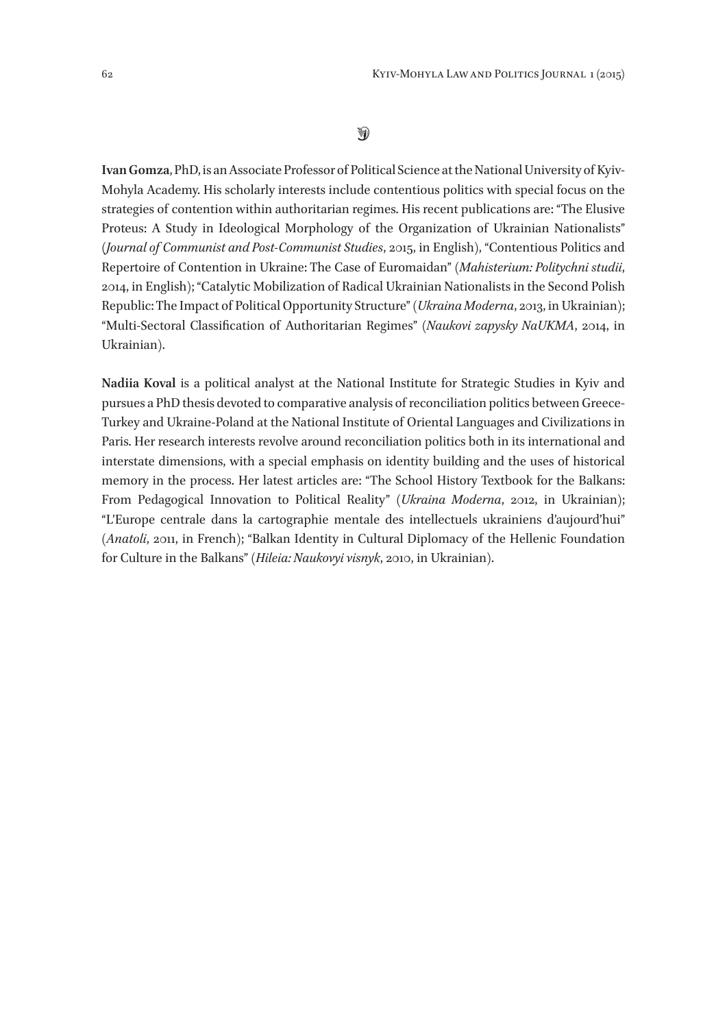**Ivan Gomza**, PhD, is an Associate Professor of Political Science at the National University of Kyiv-Mohyla Academy. His scholarly interests include contentious politics with special focus on the strategies of contention within authoritarian regimes. His recent publications are: "The Elusive Proteus: A Study in Ideological Morphology of the Organization of Ukrainian Nationalists" (*Journal of Communist and Post-Communist Studies*, 2015, in English), "Contentious Politics and Repertoire of Contention in Ukraine: The Case of Euromaidan" (*Mahisterium: Politychni studii*, 2014, in English); "Catalytic Mobilization of Radical Ukrainian Nationalists in the Second Polish Republic: The Impact of Political Opportunity Structure" (*Ukraina Moderna*, 2013, in Ukrainian); "Multi-Sectoral Classification of Authoritarian Regimes" (*Naukovi zapysky NaUKMA*, 2014, in Ukrainian).

**Nadiia Koval** is a political analyst at the National Institute for Strategic Studies in Kyiv and pursues a PhD thesis devoted to comparative analysis of reconciliation politics between Greece-Turkey and Ukraine-Poland at the National Institute of Oriental Languages and Civilizations in Paris. Her research interests revolve around reconciliation politics both in its international and interstate dimensions, with a special emphasis on identity building and the uses of historical memory in the process. Her latest articles are: "The School History Textbook for the Balkans: From Pedagogical Innovation to Political Reality" (*Ukraina Moderna*, 2012, in Ukrainian); "L'Europe centrale dans la cartographie mentale des intellectuels ukrainiens d'aujourd'hui" (*Anatoli*, 2011, in French); "Balkan Identity in Cultural Diplomacy of the Hellenic Foundation for Culture in the Balkans" (*Hileia: Naukovyi visnyk*, 2010, in Ukrainian).